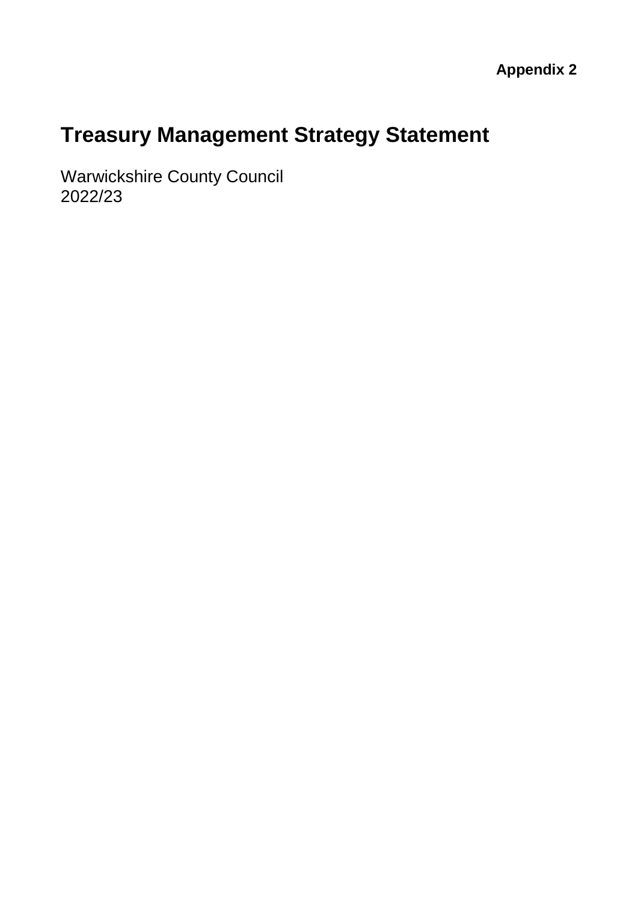**Appendix 2**

# Treasury Management Strategy Statement

Warwickshire County Council
2022/23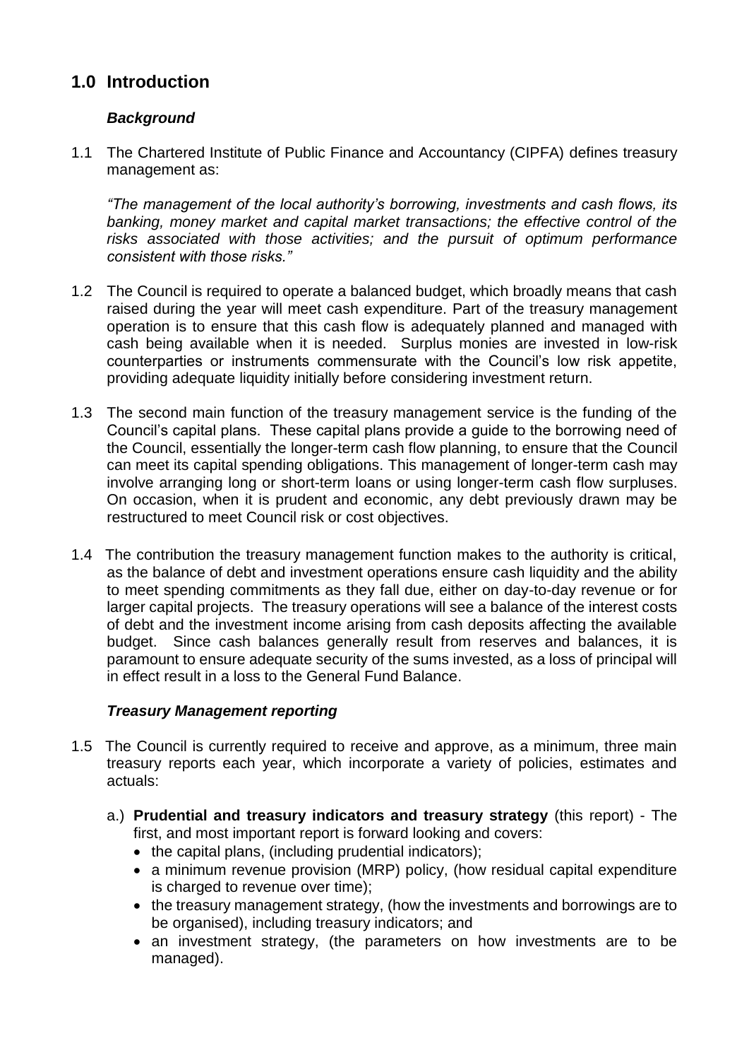# 1.0 Introduction

### *Background*

1.1 The Chartered Institute of Public Finance and Accountancy (CIPFA) defines treasury management as:

*"The management of the local authority's borrowing, investments and cash flows, its banking, money market and capital market transactions; the effective control of the risks associated with those activities; and the pursuit of optimum performance consistent with those risks."*

1.2 The Council is required to operate a balanced budget, which broadly means that cash raised during the year will meet cash expenditure. Part of the treasury management operation is to ensure that this cash flow is adequately planned and managed with cash being available when it is needed. Surplus monies are invested in low-risk counterparties or instruments commensurate with the Council's low risk appetite, providing adequate liquidity initially before considering investment return.

1.3 The second main function of the treasury management service is the funding of the Council's capital plans. These capital plans provide a guide to the borrowing need of the Council, essentially the longer-term cash flow planning, to ensure that the Council can meet its capital spending obligations. This management of longer-term cash may involve arranging long or short-term loans or using longer-term cash flow surpluses. On occasion, when it is prudent and economic, any debt previously drawn may be restructured to meet Council risk or cost objectives.

1.4 The contribution the treasury management function makes to the authority is critical, as the balance of debt and investment operations ensure cash liquidity and the ability to meet spending commitments as they fall due, either on day-to-day revenue or for larger capital projects. The treasury operations will see a balance of the interest costs of debt and the investment income arising from cash deposits affecting the available budget. Since cash balances generally result from reserves and balances, it is paramount to ensure adequate security of the sums invested, as a loss of principal will in effect result in a loss to the General Fund Balance.

### *Treasury Management reporting*

1.5 The Council is currently required to receive and approve, as a minimum, three main treasury reports each year, which incorporate a variety of policies, estimates and actuals:

a.) **Prudential and treasury indicators and treasury strategy** (this report) - The first, and most important report is forward looking and covers:

- the capital plans, (including prudential indicators);
- a minimum revenue provision (MRP) policy, (how residual capital expenditure is charged to revenue over time);
- the treasury management strategy, (how the investments and borrowings are to be organised), including treasury indicators; and
- an investment strategy, (the parameters on how investments are to be managed).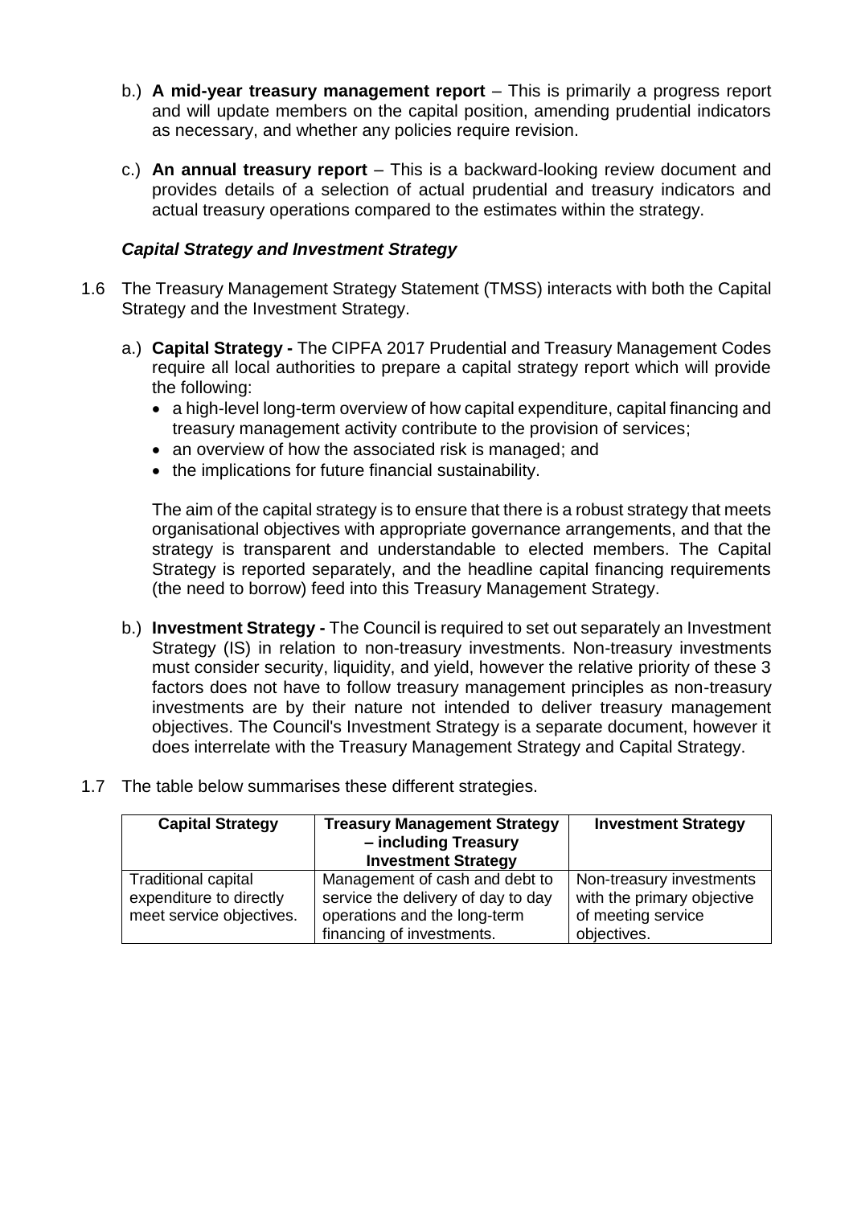b.) **A mid-year treasury management report** – This is primarily a progress report and will update members on the capital position, amending prudential indicators as necessary, and whether any policies require revision.

c.) **An annual treasury report** – This is a backward-looking review document and provides details of a selection of actual prudential and treasury indicators and actual treasury operations compared to the estimates within the strategy.

***Capital Strategy and Investment Strategy***

1.6 The Treasury Management Strategy Statement (TMSS) interacts with both the Capital Strategy and the Investment Strategy.

a.) **Capital Strategy -** The CIPFA 2017 Prudential and Treasury Management Codes require all local authorities to prepare a capital strategy report which will provide the following:

- a high-level long-term overview of how capital expenditure, capital financing and treasury management activity contribute to the provision of services;
- an overview of how the associated risk is managed; and
- the implications for future financial sustainability.

The aim of the capital strategy is to ensure that there is a robust strategy that meets organisational objectives with appropriate governance arrangements, and that the strategy is transparent and understandable to elected members. The Capital Strategy is reported separately, and the headline capital financing requirements (the need to borrow) feed into this Treasury Management Strategy.

b.) **Investment Strategy -** The Council is required to set out separately an Investment Strategy (IS) in relation to non-treasury investments. Non-treasury investments must consider security, liquidity, and yield, however the relative priority of these 3 factors does not have to follow treasury management principles as non-treasury investments are by their nature not intended to deliver treasury management objectives. The Council's Investment Strategy is a separate document, however it does interrelate with the Treasury Management Strategy and Capital Strategy.

1.7 The table below summarises these different strategies.

| Capital Strategy | Treasury Management Strategy – including Treasury Investment Strategy | Investment Strategy |
|---|---|---|
| Traditional capital expenditure to directly meet service objectives. | Management of cash and debt to service the delivery of day to day operations and the long-term financing of investments. | Non-treasury investments with the primary objective of meeting service objectives. |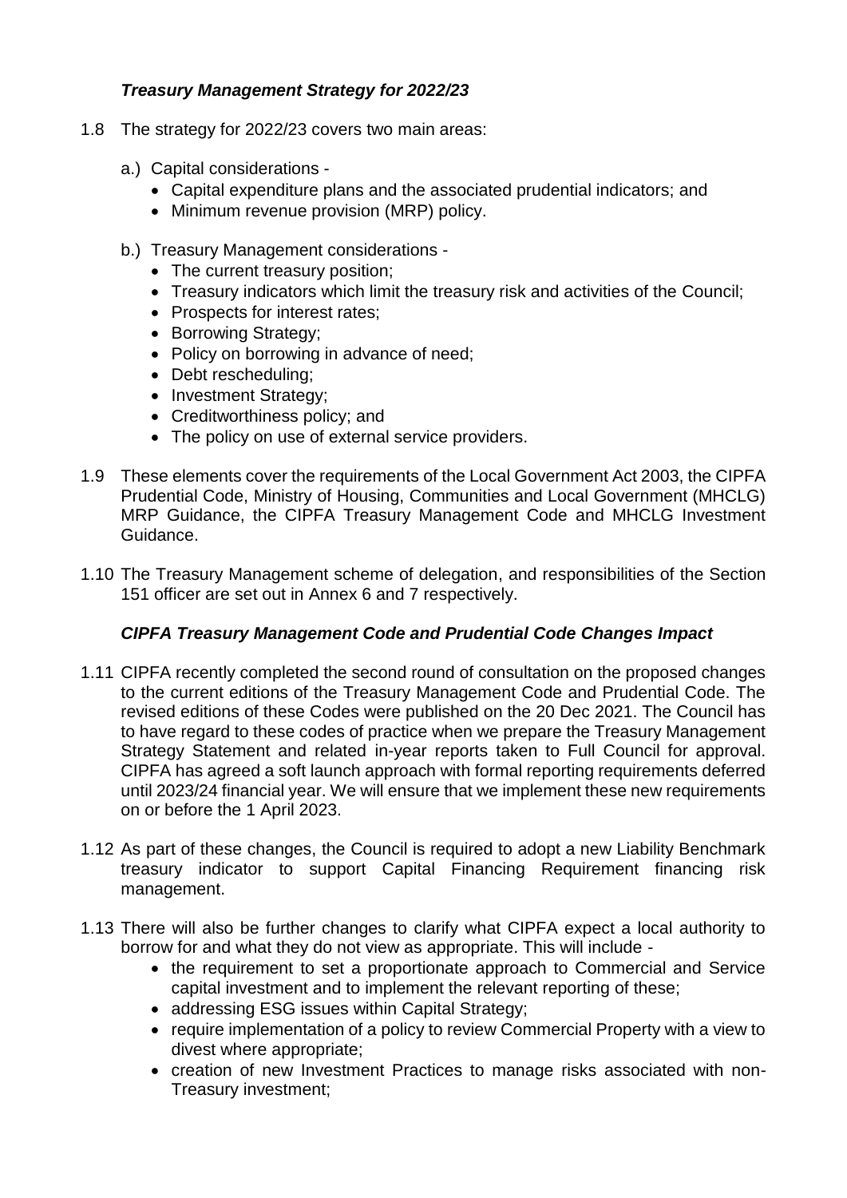### *Treasury Management Strategy for 2022/23*

1.8 The strategy for 2022/23 covers two main areas:

   a.) Capital considerations -
   - Capital expenditure plans and the associated prudential indicators; and
   - Minimum revenue provision (MRP) policy.

   b.) Treasury Management considerations -
   - The current treasury position;
   - Treasury indicators which limit the treasury risk and activities of the Council;
   - Prospects for interest rates;
   - Borrowing Strategy;
   - Policy on borrowing in advance of need;
   - Debt rescheduling;
   - Investment Strategy;
   - Creditworthiness policy; and
   - The policy on use of external service providers.

1.9 These elements cover the requirements of the Local Government Act 2003, the CIPFA Prudential Code, Ministry of Housing, Communities and Local Government (MHCLG) MRP Guidance, the CIPFA Treasury Management Code and MHCLG Investment Guidance.

1.10 The Treasury Management scheme of delegation, and responsibilities of the Section 151 officer are set out in Annex 6 and 7 respectively.

### *CIPFA Treasury Management Code and Prudential Code Changes Impact*

1.11 CIPFA recently completed the second round of consultation on the proposed changes to the current editions of the Treasury Management Code and Prudential Code. The revised editions of these Codes were published on the 20 Dec 2021. The Council has to have regard to these codes of practice when we prepare the Treasury Management Strategy Statement and related in-year reports taken to Full Council for approval. CIPFA has agreed a soft launch approach with formal reporting requirements deferred until 2023/24 financial year. We will ensure that we implement these new requirements on or before the 1 April 2023.

1.12 As part of these changes, the Council is required to adopt a new Liability Benchmark treasury indicator to support Capital Financing Requirement financing risk management.

1.13 There will also be further changes to clarify what CIPFA expect a local authority to borrow for and what they do not view as appropriate. This will include -
   - the requirement to set a proportionate approach to Commercial and Service capital investment and to implement the relevant reporting of these;
   - addressing ESG issues within Capital Strategy;
   - require implementation of a policy to review Commercial Property with a view to divest where appropriate;
   - creation of new Investment Practices to manage risks associated with non-Treasury investment;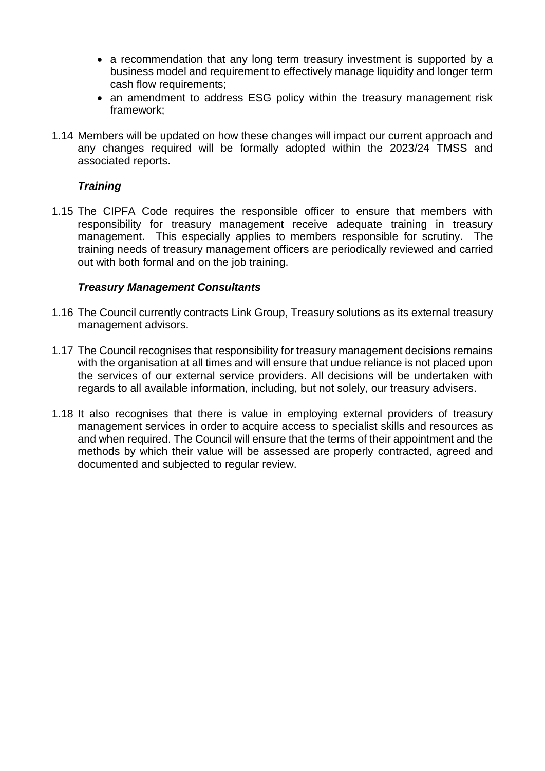- a recommendation that any long term treasury investment is supported by a business model and requirement to effectively manage liquidity and longer term cash flow requirements;
- an amendment to address ESG policy within the treasury management risk framework;

1.14 Members will be updated on how these changes will impact our current approach and any changes required will be formally adopted within the 2023/24 TMSS and associated reports.

***Training***

1.15 The CIPFA Code requires the responsible officer to ensure that members with responsibility for treasury management receive adequate training in treasury management. This especially applies to members responsible for scrutiny. The training needs of treasury management officers are periodically reviewed and carried out with both formal and on the job training.

***Treasury Management Consultants***

1.16 The Council currently contracts Link Group, Treasury solutions as its external treasury management advisors.

1.17 The Council recognises that responsibility for treasury management decisions remains with the organisation at all times and will ensure that undue reliance is not placed upon the services of our external service providers. All decisions will be undertaken with regards to all available information, including, but not solely, our treasury advisers.

1.18 It also recognises that there is value in employing external providers of treasury management services in order to acquire access to specialist skills and resources as and when required. The Council will ensure that the terms of their appointment and the methods by which their value will be assessed are properly contracted, agreed and documented and subjected to regular review.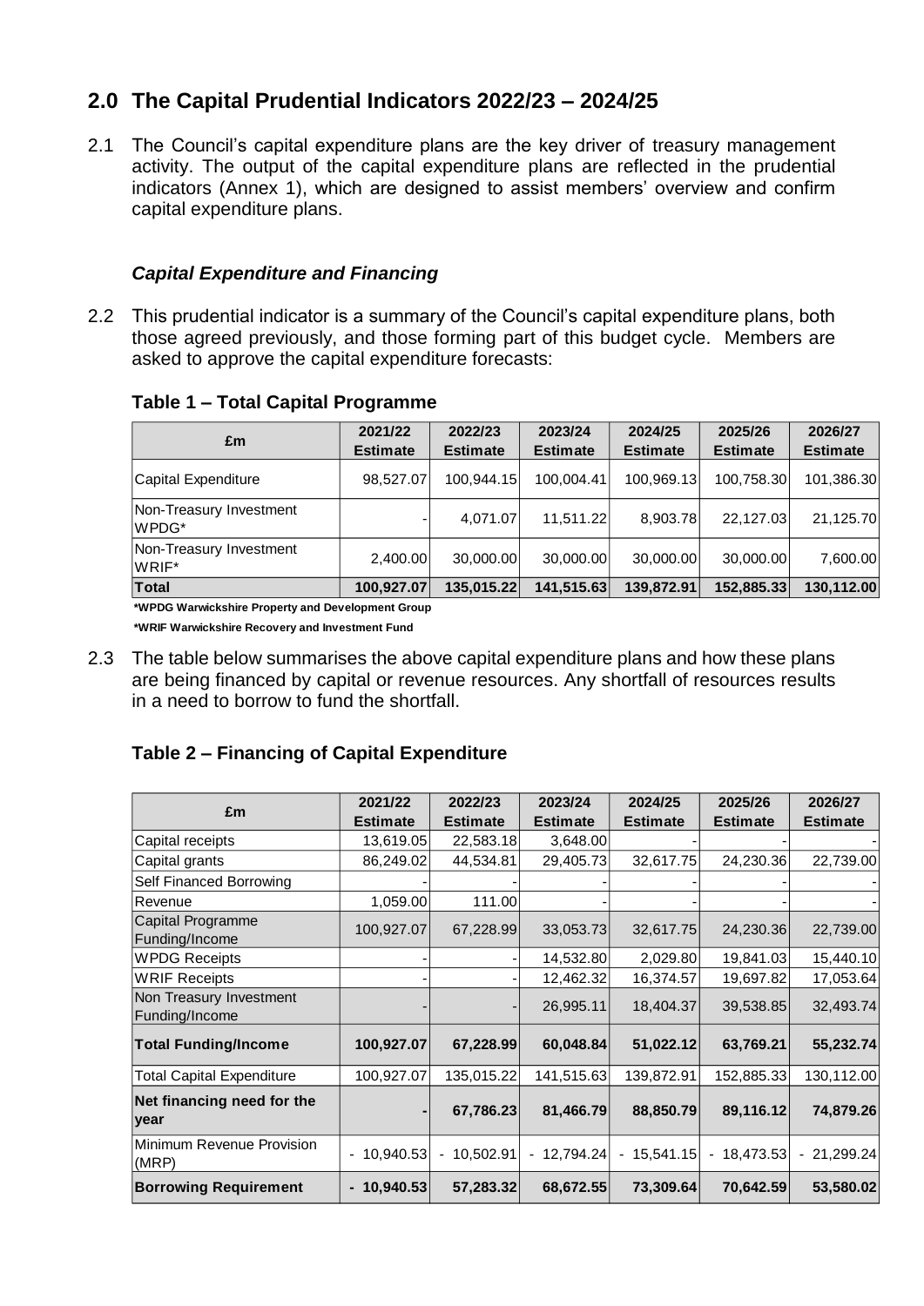## 2.0 The Capital Prudential Indicators 2022/23 – 2024/25

2.1 The Council's capital expenditure plans are the key driver of treasury management activity. The output of the capital expenditure plans are reflected in the prudential indicators (Annex 1), which are designed to assist members' overview and confirm capital expenditure plans.

### *Capital Expenditure and Financing*

2.2 This prudential indicator is a summary of the Council's capital expenditure plans, both those agreed previously, and those forming part of this budget cycle. Members are asked to approve the capital expenditure forecasts:

**Table 1 – Total Capital Programme**

| £m | 2021/22 Estimate | 2022/23 Estimate | 2023/24 Estimate | 2024/25 Estimate | 2025/26 Estimate | 2026/27 Estimate |
|---|---|---|---|---|---|---|
| Capital Expenditure | 98,527.07 | 100,944.15 | 100,004.41 | 100,969.13 | 100,758.30 | 101,386.30 |
| Non-Treasury Investment WPDG* | - | 4,071.07 | 11,511.22 | 8,903.78 | 22,127.03 | 21,125.70 |
| Non-Treasury Investment WRIF* | 2,400.00 | 30,000.00 | 30,000.00 | 30,000.00 | 30,000.00 | 7,600.00 |
| **Total** | **100,927.07** | **135,015.22** | **141,515.63** | **139,872.91** | **152,885.33** | **130,112.00** |

**\*WPDG Warwickshire Property and Development Group**

**\*WRIF Warwickshire Recovery and Investment Fund**

2.3 The table below summarises the above capital expenditure plans and how these plans are being financed by capital or revenue resources. Any shortfall of resources results in a need to borrow to fund the shortfall.

**Table 2 – Financing of Capital Expenditure**

| £m | 2021/22 Estimate | 2022/23 Estimate | 2023/24 Estimate | 2024/25 Estimate | 2025/26 Estimate | 2026/27 Estimate |
|---|---|---|---|---|---|---|
| Capital receipts | 13,619.05 | 22,583.18 | 3,648.00 | - | - | - |
| Capital grants | 86,249.02 | 44,534.81 | 29,405.73 | 32,617.75 | 24,230.36 | 22,739.00 |
| Self Financed Borrowing | - | - | - | - | - | - |
| Revenue | 1,059.00 | 111.00 | - | - | - | - |
| Capital Programme Funding/Income | 100,927.07 | 67,228.99 | 33,053.73 | 32,617.75 | 24,230.36 | 22,739.00 |
| WPDG Receipts | - | - | 14,532.80 | 2,029.80 | 19,841.03 | 15,440.10 |
| WRIF Receipts | - | - | 12,462.32 | 16,374.57 | 19,697.82 | 17,053.64 |
| Non Treasury Investment Funding/Income | - | - | 26,995.11 | 18,404.37 | 39,538.85 | 32,493.74 |
| **Total Funding/Income** | **100,927.07** | **67,228.99** | **60,048.84** | **51,022.12** | **63,769.21** | **55,232.74** |
| Total Capital Expenditure | 100,927.07 | 135,015.22 | 141,515.63 | 139,872.91 | 152,885.33 | 130,112.00 |
| **Net financing need for the year** | **-** | **67,786.23** | **81,466.79** | **88,850.79** | **89,116.12** | **74,879.26** |
| Minimum Revenue Provision (MRP) | - 10,940.53 | - 10,502.91 | - 12,794.24 | - 15,541.15 | - 18,473.53 | - 21,299.24 |
| **Borrowing Requirement** | **- 10,940.53** | **57,283.32** | **68,672.55** | **73,309.64** | **70,642.59** | **53,580.02** |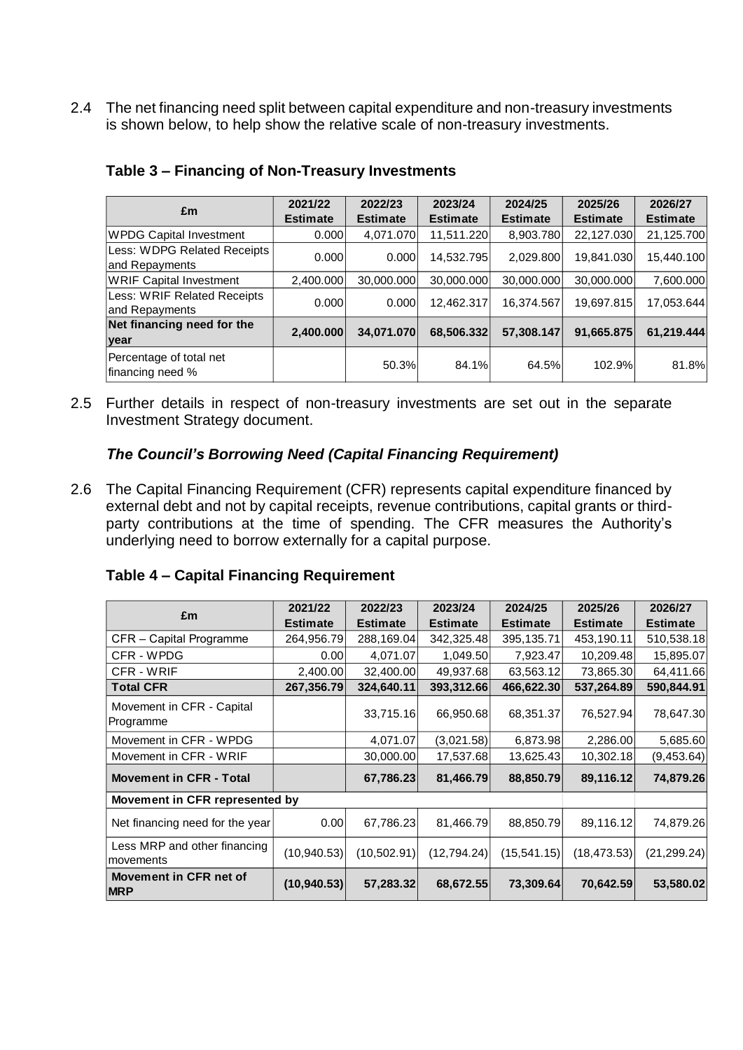2.4 The net financing need split between capital expenditure and non-treasury investments is shown below, to help show the relative scale of non-treasury investments.

**Table 3 – Financing of Non-Treasury Investments**

| £m | 2021/22 Estimate | 2022/23 Estimate | 2023/24 Estimate | 2024/25 Estimate | 2025/26 Estimate | 2026/27 Estimate |
|---|---|---|---|---|---|---|
| WPDG Capital Investment | 0.000 | 4,071.070 | 11,511.220 | 8,903.780 | 22,127.030 | 21,125.700 |
| Less: WDPG Related Receipts and Repayments | 0.000 | 0.000 | 14,532.795 | 2,029.800 | 19,841.030 | 15,440.100 |
| WRIF Capital Investment | 2,400.000 | 30,000.000 | 30,000.000 | 30,000.000 | 30,000.000 | 7,600.000 |
| Less: WRIF Related Receipts and Repayments | 0.000 | 0.000 | 12,462.317 | 16,374.567 | 19,697.815 | 17,053.644 |
| **Net financing need for the year** | **2,400.000** | **34,071.070** | **68,506.332** | **57,308.147** | **91,665.875** | **61,219.444** |
| Percentage of total net financing need % | | 50.3% | 84.1% | 64.5% | 102.9% | 81.8% |

2.5 Further details in respect of non-treasury investments are set out in the separate Investment Strategy document.

### *The Council's Borrowing Need (Capital Financing Requirement)*

2.6 The Capital Financing Requirement (CFR) represents capital expenditure financed by external debt and not by capital receipts, revenue contributions, capital grants or third-party contributions at the time of spending. The CFR measures the Authority's underlying need to borrow externally for a capital purpose.

**Table 4 – Capital Financing Requirement**

| £m | 2021/22 Estimate | 2022/23 Estimate | 2023/24 Estimate | 2024/25 Estimate | 2025/26 Estimate | 2026/27 Estimate |
|---|---|---|---|---|---|---|
| CFR – Capital Programme | 264,956.79 | 288,169.04 | 342,325.48 | 395,135.71 | 453,190.11 | 510,538.18 |
| CFR - WPDG | 0.00 | 4,071.07 | 1,049.50 | 7,923.47 | 10,209.48 | 15,895.07 |
| CFR - WRIF | 2,400.00 | 32,400.00 | 49,937.68 | 63,563.12 | 73,865.30 | 64,411.66 |
| **Total CFR** | **267,356.79** | **324,640.11** | **393,312.66** | **466,622.30** | **537,264.89** | **590,844.91** |
| Movement in CFR - Capital Programme | | 33,715.16 | 66,950.68 | 68,351.37 | 76,527.94 | 78,647.30 |
| Movement in CFR - WPDG | | 4,071.07 | (3,021.58) | 6,873.98 | 2,286.00 | 5,685.60 |
| Movement in CFR - WRIF | | 30,000.00 | 17,537.68 | 13,625.43 | 10,302.18 | (9,453.64) |
| **Movement in CFR - Total** | | **67,786.23** | **81,466.79** | **88,850.79** | **89,116.12** | **74,879.26** |
| **Movement in CFR represented by** | | | | | | |
| Net financing need for the year | 0.00 | 67,786.23 | 81,466.79 | 88,850.79 | 89,116.12 | 74,879.26 |
| Less MRP and other financing movements | (10,940.53) | (10,502.91) | (12,794.24) | (15,541.15) | (18,473.53) | (21,299.24) |
| **Movement in CFR net of MRP** | **(10,940.53)** | **57,283.32** | **68,672.55** | **73,309.64** | **70,642.59** | **53,580.02** |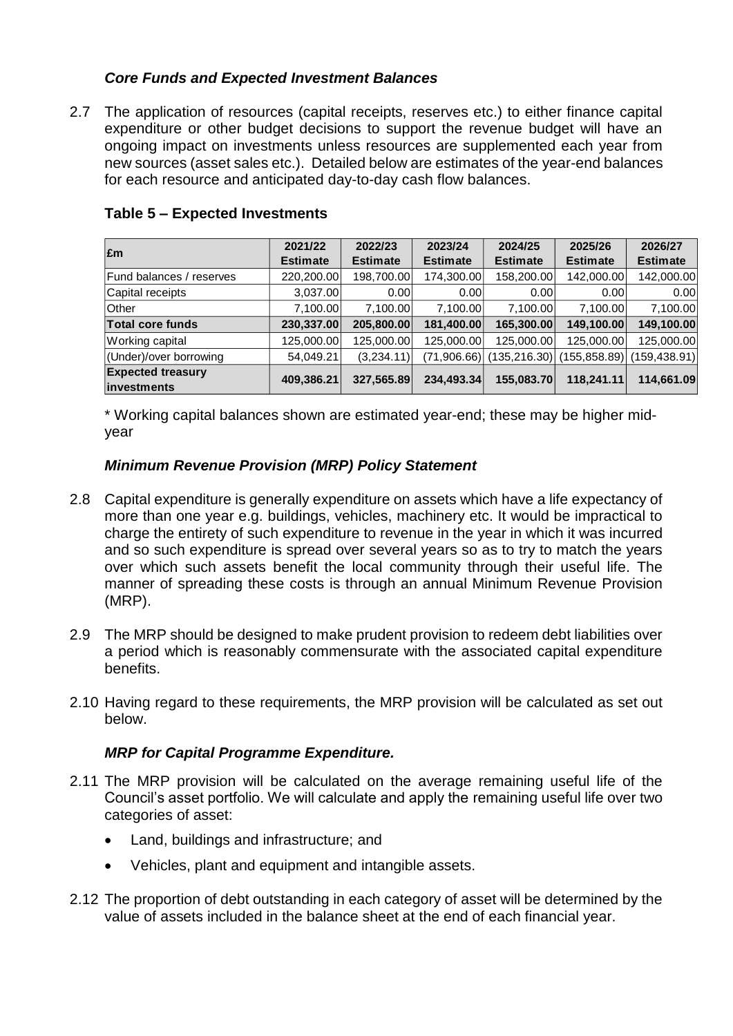### *Core Funds and Expected Investment Balances*

2.7 The application of resources (capital receipts, reserves etc.) to either finance capital expenditure or other budget decisions to support the revenue budget will have an ongoing impact on investments unless resources are supplemented each year from new sources (asset sales etc.). Detailed below are estimates of the year-end balances for each resource and anticipated day-to-day cash flow balances.

**Table 5 – Expected Investments**

| £m | 2021/22 Estimate | 2022/23 Estimate | 2023/24 Estimate | 2024/25 Estimate | 2025/26 Estimate | 2026/27 Estimate |
|---|---|---|---|---|---|---|
| Fund balances / reserves | 220,200.00 | 198,700.00 | 174,300.00 | 158,200.00 | 142,000.00 | 142,000.00 |
| Capital receipts | 3,037.00 | 0.00 | 0.00 | 0.00 | 0.00 | 0.00 |
| Other | 7,100.00 | 7,100.00 | 7,100.00 | 7,100.00 | 7,100.00 | 7,100.00 |
| **Total core funds** | **230,337.00** | **205,800.00** | **181,400.00** | **165,300.00** | **149,100.00** | **149,100.00** |
| Working capital | 125,000.00 | 125,000.00 | 125,000.00 | 125,000.00 | 125,000.00 | 125,000.00 |
| (Under)/over borrowing | 54,049.21 | (3,234.11) | (71,906.66) | (135,216.30) | (155,858.89) | (159,438.91) |
| **Expected treasury investments** | **409,386.21** | **327,565.89** | **234,493.34** | **155,083.70** | **118,241.11** | **114,661.09** |

\* Working capital balances shown are estimated year-end; these may be higher mid-year

### *Minimum Revenue Provision (MRP) Policy Statement*

2.8 Capital expenditure is generally expenditure on assets which have a life expectancy of more than one year e.g. buildings, vehicles, machinery etc. It would be impractical to charge the entirety of such expenditure to revenue in the year in which it was incurred and so such expenditure is spread over several years so as to try to match the years over which such assets benefit the local community through their useful life. The manner of spreading these costs is through an annual Minimum Revenue Provision (MRP).

2.9 The MRP should be designed to make prudent provision to redeem debt liabilities over a period which is reasonably commensurate with the associated capital expenditure benefits.

2.10 Having regard to these requirements, the MRP provision will be calculated as set out below.

### *MRP for Capital Programme Expenditure.*

2.11 The MRP provision will be calculated on the average remaining useful life of the Council's asset portfolio. We will calculate and apply the remaining useful life over two categories of asset:

- Land, buildings and infrastructure; and
- Vehicles, plant and equipment and intangible assets.

2.12 The proportion of debt outstanding in each category of asset will be determined by the value of assets included in the balance sheet at the end of each financial year.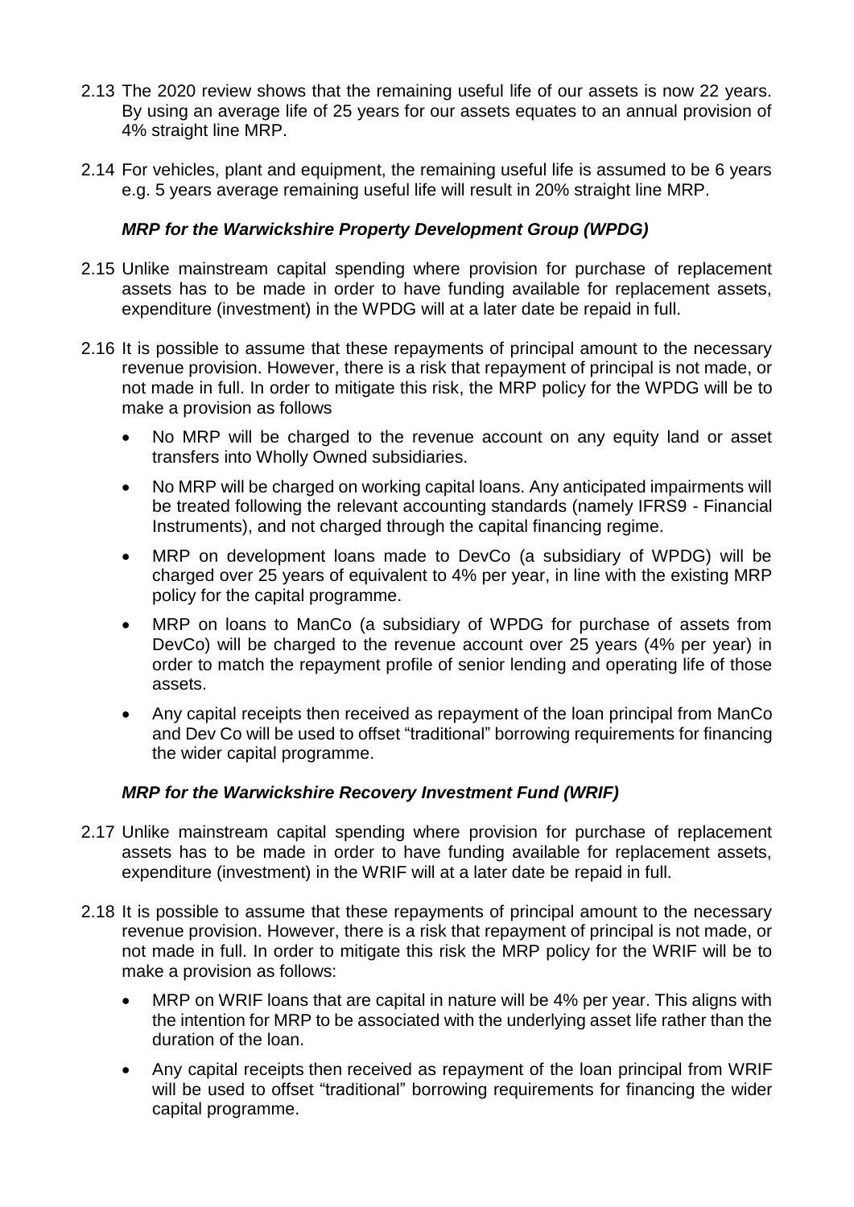2.13 The 2020 review shows that the remaining useful life of our assets is now 22 years. By using an average life of 25 years for our assets equates to an annual provision of 4% straight line MRP.

2.14 For vehicles, plant and equipment, the remaining useful life is assumed to be 6 years e.g. 5 years average remaining useful life will result in 20% straight line MRP.

### *MRP for the Warwickshire Property Development Group (WPDG)*

2.15 Unlike mainstream capital spending where provision for purchase of replacement assets has to be made in order to have funding available for replacement assets, expenditure (investment) in the WPDG will at a later date be repaid in full.

2.16 It is possible to assume that these repayments of principal amount to the necessary revenue provision. However, there is a risk that repayment of principal is not made, or not made in full. In order to mitigate this risk, the MRP policy for the WPDG will be to make a provision as follows

- No MRP will be charged to the revenue account on any equity land or asset transfers into Wholly Owned subsidiaries.
- No MRP will be charged on working capital loans. Any anticipated impairments will be treated following the relevant accounting standards (namely IFRS9 - Financial Instruments), and not charged through the capital financing regime.
- MRP on development loans made to DevCo (a subsidiary of WPDG) will be charged over 25 years of equivalent to 4% per year, in line with the existing MRP policy for the capital programme.
- MRP on loans to ManCo (a subsidiary of WPDG for purchase of assets from DevCo) will be charged to the revenue account over 25 years (4% per year) in order to match the repayment profile of senior lending and operating life of those assets.
- Any capital receipts then received as repayment of the loan principal from ManCo and Dev Co will be used to offset "traditional" borrowing requirements for financing the wider capital programme.

### *MRP for the Warwickshire Recovery Investment Fund (WRIF)*

2.17 Unlike mainstream capital spending where provision for purchase of replacement assets has to be made in order to have funding available for replacement assets, expenditure (investment) in the WRIF will at a later date be repaid in full.

2.18 It is possible to assume that these repayments of principal amount to the necessary revenue provision. However, there is a risk that repayment of principal is not made, or not made in full. In order to mitigate this risk the MRP policy for the WRIF will be to make a provision as follows:

- MRP on WRIF loans that are capital in nature will be 4% per year. This aligns with the intention for MRP to be associated with the underlying asset life rather than the duration of the loan.
- Any capital receipts then received as repayment of the loan principal from WRIF will be used to offset "traditional" borrowing requirements for financing the wider capital programme.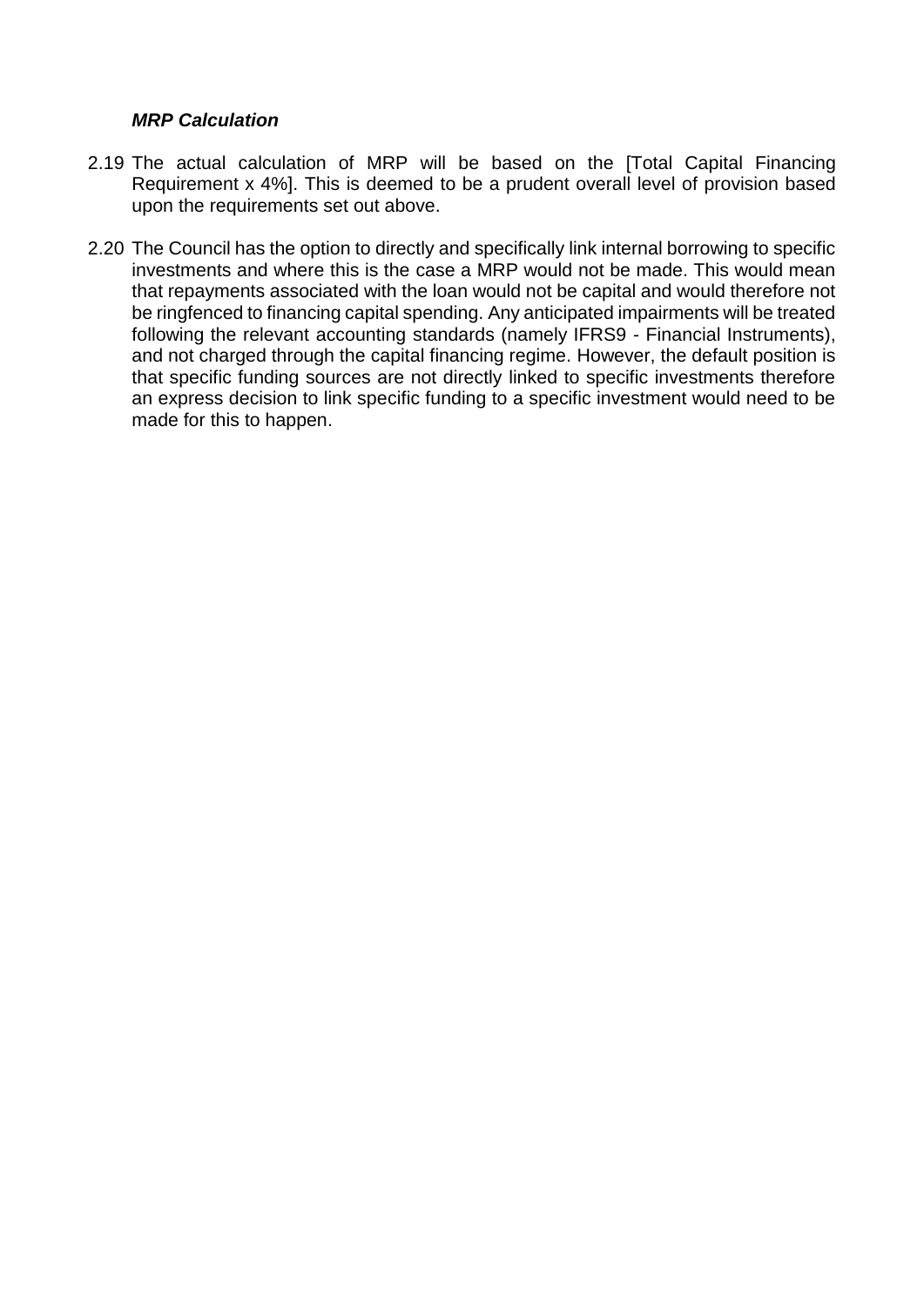### ***MRP Calculation***

2.19 The actual calculation of MRP will be based on the [Total Capital Financing Requirement x 4%]. This is deemed to be a prudent overall level of provision based upon the requirements set out above.

2.20 The Council has the option to directly and specifically link internal borrowing to specific investments and where this is the case a MRP would not be made. This would mean that repayments associated with the loan would not be capital and would therefore not be ringfenced to financing capital spending. Any anticipated impairments will be treated following the relevant accounting standards (namely IFRS9 - Financial Instruments), and not charged through the capital financing regime. However, the default position is that specific funding sources are not directly linked to specific investments therefore an express decision to link specific funding to a specific investment would need to be made for this to happen.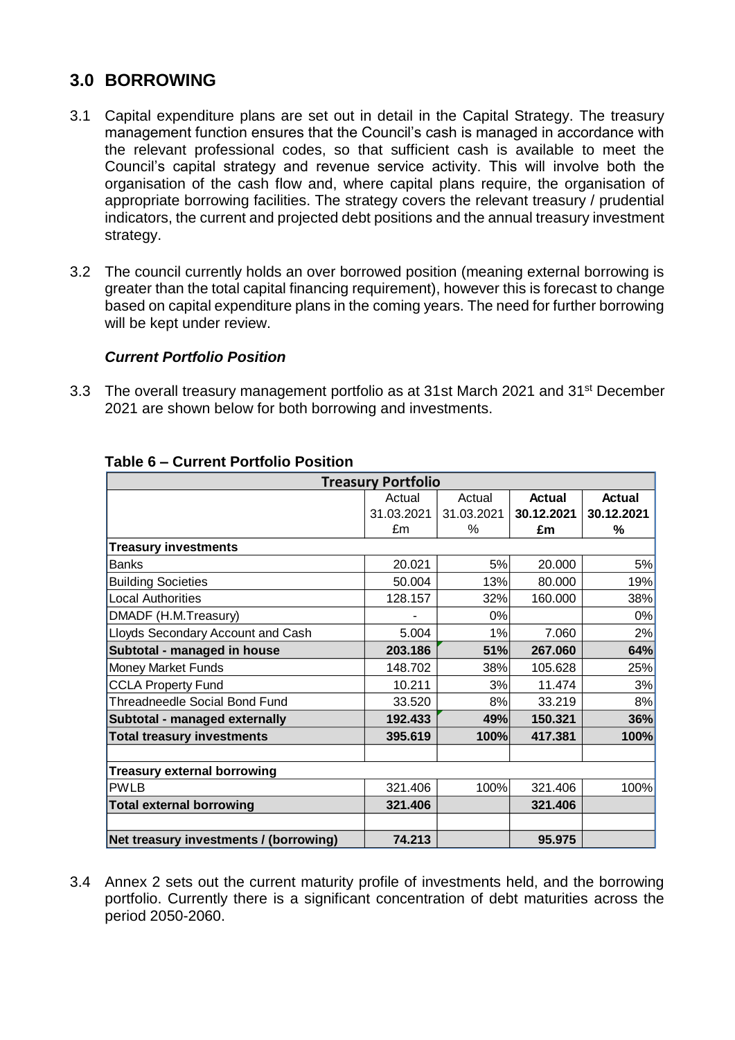## 3.0 BORROWING

3.1 Capital expenditure plans are set out in detail in the Capital Strategy. The treasury management function ensures that the Council's cash is managed in accordance with the relevant professional codes, so that sufficient cash is available to meet the Council's capital strategy and revenue service activity. This will involve both the organisation of the cash flow and, where capital plans require, the organisation of appropriate borrowing facilities. The strategy covers the relevant treasury / prudential indicators, the current and projected debt positions and the annual treasury investment strategy.

3.2 The council currently holds an over borrowed position (meaning external borrowing is greater than the total capital financing requirement), however this is forecast to change based on capital expenditure plans in the coming years. The need for further borrowing will be kept under review.

### *Current Portfolio Position*

3.3 The overall treasury management portfolio as at 31st March 2021 and 31st December 2021 are shown below for both borrowing and investments.

**Table 6 – Current Portfolio Position**

| Treasury Portfolio | | | | |
|---|---|---|---|---|
| | Actual 31.03.2021 £m | Actual 31.03.2021 % | **Actual 30.12.2021 £m** | **Actual 30.12.2021 %** |
| **Treasury investments** | | | | |
| Banks | 20.021 | 5% | 20.000 | 5% |
| Building Societies | 50.004 | 13% | 80.000 | 19% |
| Local Authorities | 128.157 | 32% | 160.000 | 38% |
| DMADF (H.M.Treasury) | - | 0% | | 0% |
| Lloyds Secondary Account and Cash | 5.004 | 1% | 7.060 | 2% |
| **Subtotal - managed in house** | **203.186** | **51%** | **267.060** | **64%** |
| Money Market Funds | 148.702 | 38% | 105.628 | 25% |
| CCLA Property Fund | 10.211 | 3% | 11.474 | 3% |
| Threadneedle Social Bond Fund | 33.520 | 8% | 33.219 | 8% |
| **Subtotal - managed externally** | **192.433** | **49%** | **150.321** | **36%** |
| **Total treasury investments** | **395.619** | **100%** | **417.381** | **100%** |
| | | | | |
| **Treasury external borrowing** | | | | |
| PWLB | 321.406 | 100% | 321.406 | 100% |
| **Total external borrowing** | **321.406** | | **321.406** | |
| | | | | |
| **Net treasury investments / (borrowing)** | **74.213** | | **95.975** | |

3.4 Annex 2 sets out the current maturity profile of investments held, and the borrowing portfolio. Currently there is a significant concentration of debt maturities across the period 2050-2060.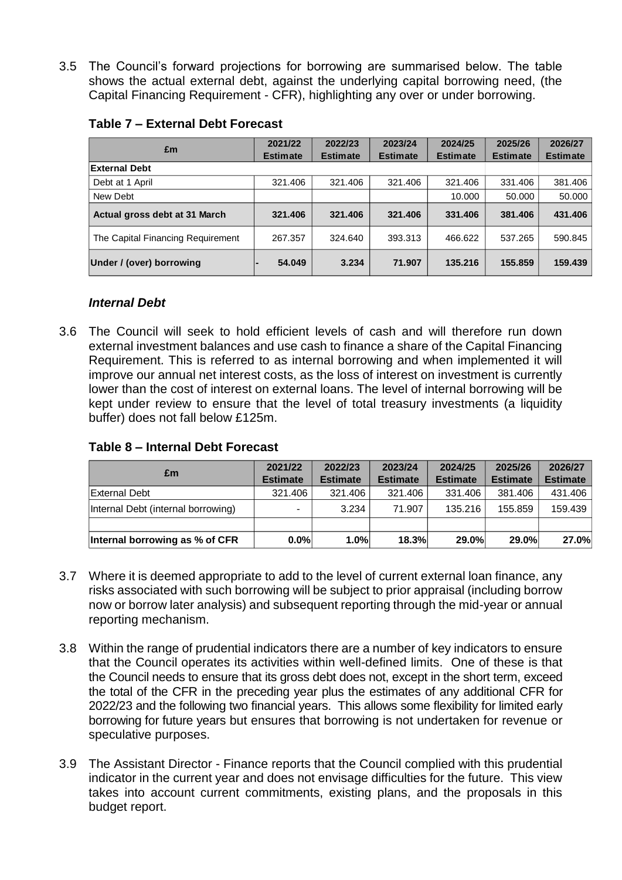3.5 The Council's forward projections for borrowing are summarised below. The table shows the actual external debt, against the underlying capital borrowing need, (the Capital Financing Requirement - CFR), highlighting any over or under borrowing.

**Table 7 – External Debt Forecast**

| £m | 2021/22 Estimate | 2022/23 Estimate | 2023/24 Estimate | 2024/25 Estimate | 2025/26 Estimate | 2026/27 Estimate |
|---|---|---|---|---|---|---|
| **External Debt** | | | | | | |
| Debt at 1 April | 321.406 | 321.406 | 321.406 | 321.406 | 331.406 | 381.406 |
| New Debt | | | | 10.000 | 50.000 | 50.000 |
| **Actual gross debt at 31 March** | **321.406** | **321.406** | **321.406** | **331.406** | **381.406** | **431.406** |
| The Capital Financing Requirement | 267.357 | 324.640 | 393.313 | 466.622 | 537.265 | 590.845 |
| **Under / (over) borrowing** | **- 54.049** | **3.234** | **71.907** | **135.216** | **155.859** | **159.439** |

### *Internal Debt*

3.6 The Council will seek to hold efficient levels of cash and will therefore run down external investment balances and use cash to finance a share of the Capital Financing Requirement. This is referred to as internal borrowing and when implemented it will improve our annual net interest costs, as the loss of interest on investment is currently lower than the cost of interest on external loans. The level of internal borrowing will be kept under review to ensure that the level of total treasury investments (a liquidity buffer) does not fall below £125m.

**Table 8 – Internal Debt Forecast**

| £m | 2021/22 Estimate | 2022/23 Estimate | 2023/24 Estimate | 2024/25 Estimate | 2025/26 Estimate | 2026/27 Estimate |
|---|---|---|---|---|---|---|
| External Debt | 321.406 | 321.406 | 321.406 | 331.406 | 381.406 | 431.406 |
| Internal Debt (internal borrowing) | - | 3.234 | 71.907 | 135.216 | 155.859 | 159.439 |
| | | | | | | |
| **Internal borrowing as % of CFR** | **0.0%** | **1.0%** | **18.3%** | **29.0%** | **29.0%** | **27.0%** |

3.7 Where it is deemed appropriate to add to the level of current external loan finance, any risks associated with such borrowing will be subject to prior appraisal (including borrow now or borrow later analysis) and subsequent reporting through the mid-year or annual reporting mechanism.

3.8 Within the range of prudential indicators there are a number of key indicators to ensure that the Council operates its activities within well-defined limits. One of these is that the Council needs to ensure that its gross debt does not, except in the short term, exceed the total of the CFR in the preceding year plus the estimates of any additional CFR for 2022/23 and the following two financial years. This allows some flexibility for limited early borrowing for future years but ensures that borrowing is not undertaken for revenue or speculative purposes.

3.9 The Assistant Director - Finance reports that the Council complied with this prudential indicator in the current year and does not envisage difficulties for the future. This view takes into account current commitments, existing plans, and the proposals in this budget report.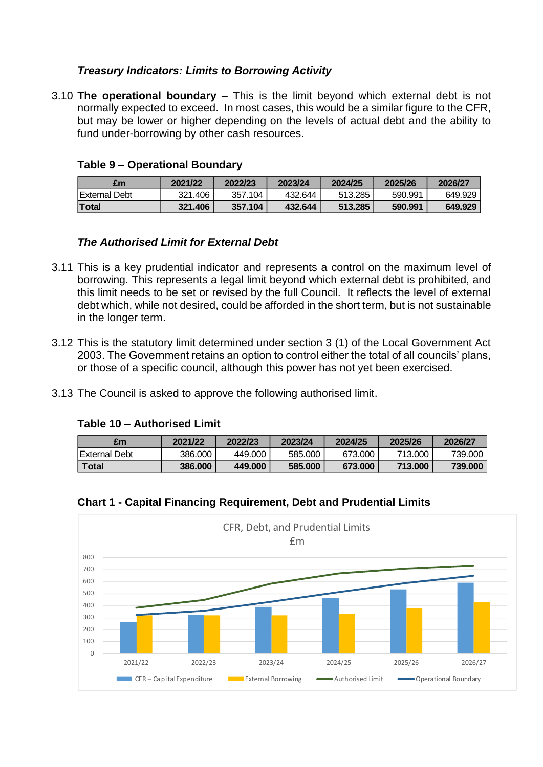### *Treasury Indicators: Limits to Borrowing Activity*

3.10 **The operational boundary** – This is the limit beyond which external debt is not normally expected to exceed. In most cases, this would be a similar figure to the CFR, but may be lower or higher depending on the levels of actual debt and the ability to fund under-borrowing by other cash resources.

**Table 9 – Operational Boundary**

| £m | 2021/22 | 2022/23 | 2023/24 | 2024/25 | 2025/26 | 2026/27 |
|---|---|---|---|---|---|---|
| External Debt | 321.406 | 357.104 | 432.644 | 513.285 | 590.991 | 649.929 |
| **Total** | **321.406** | **357.104** | **432.644** | **513.285** | **590.991** | **649.929** |

### *The Authorised Limit for External Debt*

3.11 This is a key prudential indicator and represents a control on the maximum level of borrowing. This represents a legal limit beyond which external debt is prohibited, and this limit needs to be set or revised by the full Council. It reflects the level of external debt which, while not desired, could be afforded in the short term, but is not sustainable in the longer term.

3.12 This is the statutory limit determined under section 3 (1) of the Local Government Act 2003. The Government retains an option to control either the total of all councils' plans, or those of a specific council, although this power has not yet been exercised.

3.13 The Council is asked to approve the following authorised limit.

**Table 10 – Authorised Limit**

| £m | 2021/22 | 2022/23 | 2023/24 | 2024/25 | 2025/26 | 2026/27 |
|---|---|---|---|---|---|---|
| External Debt | 386.000 | 449.000 | 585.000 | 673.000 | 713.000 | 739.000 |
| **Total** | **386.000** | **449.000** | **585.000** | **673.000** | **713.000** | **739.000** |

**Chart 1 - Capital Financing Requirement, Debt and Prudential Limits**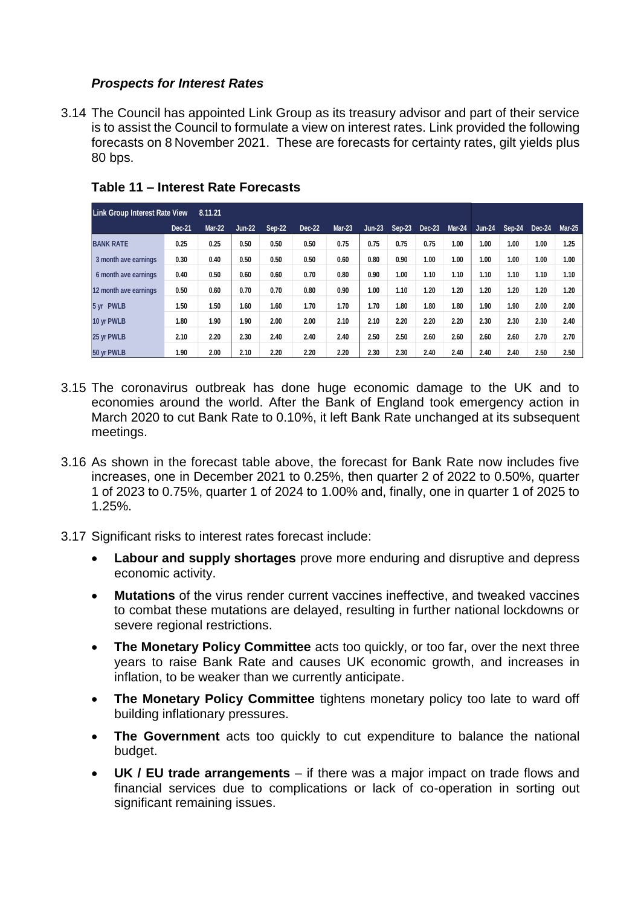### *Prospects for Interest Rates*

3.14 The Council has appointed Link Group as its treasury advisor and part of their service is to assist the Council to formulate a view on interest rates. Link provided the following forecasts on 8 November 2021. These are forecasts for certainty rates, gilt yields plus 80 bps.

### Table 11 – Interest Rate Forecasts

| Link Group Interest Rate View 8.11.21 | Dec-21 | Mar-22 | Jun-22 | Sep-22 | Dec-22 | Mar-23 | Jun-23 | Sep-23 | Dec-23 | Mar-24 | Jun-24 | Sep-24 | Dec-24 | Mar-25 |
|---|---|---|---|---|---|---|---|---|---|---|---|---|---|---|
| BANK RATE | 0.25 | 0.25 | 0.50 | 0.50 | 0.50 | 0.75 | 0.75 | 0.75 | 0.75 | 1.00 | 1.00 | 1.00 | 1.00 | 1.25 |
| 3 month ave earnings | 0.30 | 0.40 | 0.50 | 0.50 | 0.50 | 0.60 | 0.80 | 0.90 | 1.00 | 1.00 | 1.00 | 1.00 | 1.00 | 1.00 |
| 6 month ave earnings | 0.40 | 0.50 | 0.60 | 0.60 | 0.70 | 0.80 | 0.90 | 1.00 | 1.10 | 1.10 | 1.10 | 1.10 | 1.10 | 1.10 |
| 12 month ave earnings | 0.50 | 0.60 | 0.70 | 0.70 | 0.80 | 0.90 | 1.00 | 1.10 | 1.20 | 1.20 | 1.20 | 1.20 | 1.20 | 1.20 |
| 5 yr PWLB | 1.50 | 1.50 | 1.60 | 1.60 | 1.70 | 1.70 | 1.70 | 1.80 | 1.80 | 1.80 | 1.90 | 1.90 | 2.00 | 2.00 |
| 10 yr PWLB | 1.80 | 1.90 | 1.90 | 2.00 | 2.00 | 2.10 | 2.10 | 2.20 | 2.20 | 2.20 | 2.30 | 2.30 | 2.30 | 2.40 |
| 25 yr PWLB | 2.10 | 2.20 | 2.30 | 2.40 | 2.40 | 2.40 | 2.50 | 2.50 | 2.60 | 2.60 | 2.60 | 2.60 | 2.70 | 2.70 |
| 50 yr PWLB | 1.90 | 2.00 | 2.10 | 2.20 | 2.20 | 2.20 | 2.30 | 2.30 | 2.40 | 2.40 | 2.40 | 2.40 | 2.50 | 2.50 |

3.15 The coronavirus outbreak has done huge economic damage to the UK and to economies around the world. After the Bank of England took emergency action in March 2020 to cut Bank Rate to 0.10%, it left Bank Rate unchanged at its subsequent meetings.

3.16 As shown in the forecast table above, the forecast for Bank Rate now includes five increases, one in December 2021 to 0.25%, then quarter 2 of 2022 to 0.50%, quarter 1 of 2023 to 0.75%, quarter 1 of 2024 to 1.00% and, finally, one in quarter 1 of 2025 to 1.25%.

3.17 Significant risks to interest rates forecast include:

- **Labour and supply shortages** prove more enduring and disruptive and depress economic activity.
- **Mutations** of the virus render current vaccines ineffective, and tweaked vaccines to combat these mutations are delayed, resulting in further national lockdowns or severe regional restrictions.
- **The Monetary Policy Committee** acts too quickly, or too far, over the next three years to raise Bank Rate and causes UK economic growth, and increases in inflation, to be weaker than we currently anticipate.
- **The Monetary Policy Committee** tightens monetary policy too late to ward off building inflationary pressures.
- **The Government** acts too quickly to cut expenditure to balance the national budget.
- **UK / EU trade arrangements** – if there was a major impact on trade flows and financial services due to complications or lack of co-operation in sorting out significant remaining issues.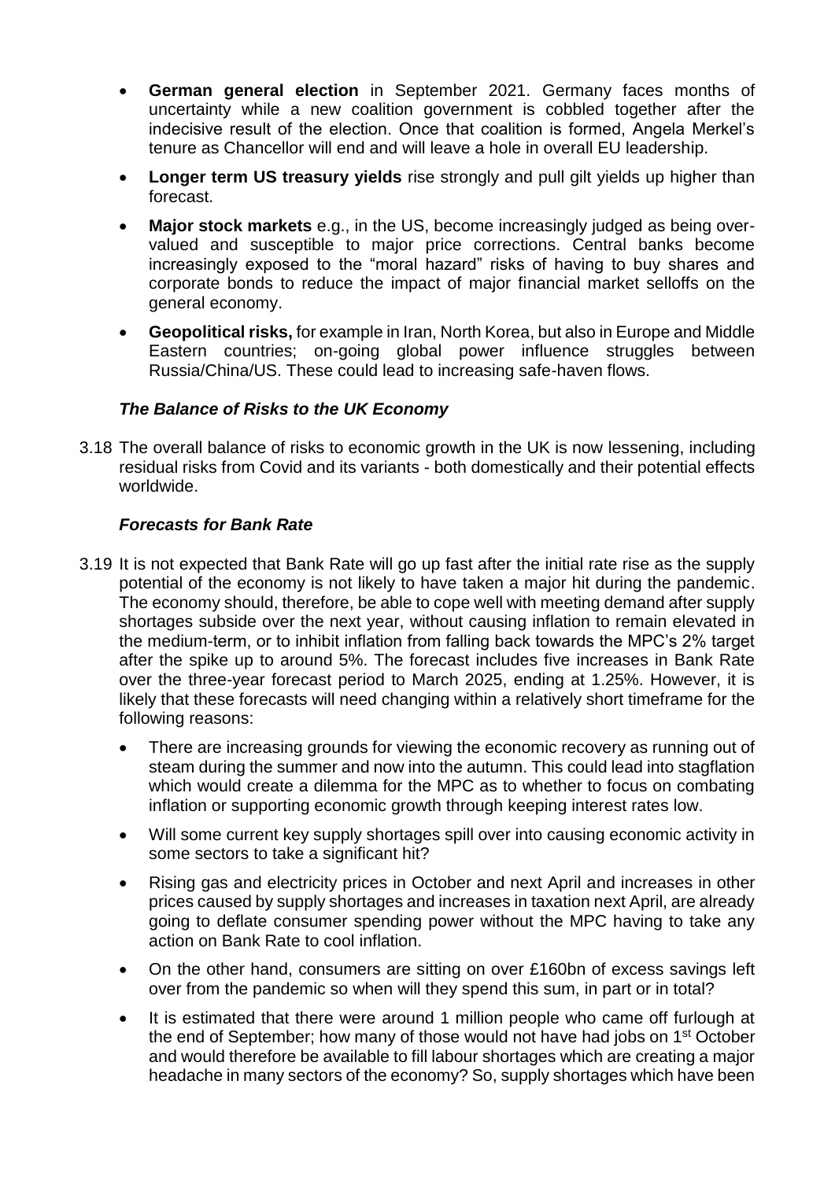- **German general election** in September 2021. Germany faces months of uncertainty while a new coalition government is cobbled together after the indecisive result of the election. Once that coalition is formed, Angela Merkel's tenure as Chancellor will end and will leave a hole in overall EU leadership.
- **Longer term US treasury yields** rise strongly and pull gilt yields up higher than forecast.
- **Major stock markets** e.g., in the US, become increasingly judged as being over-valued and susceptible to major price corrections. Central banks become increasingly exposed to the "moral hazard" risks of having to buy shares and corporate bonds to reduce the impact of major financial market selloffs on the general economy.
- **Geopolitical risks,** for example in Iran, North Korea, but also in Europe and Middle Eastern countries; on-going global power influence struggles between Russia/China/US. These could lead to increasing safe-haven flows.

### *The Balance of Risks to the UK Economy*

3.18 The overall balance of risks to economic growth in the UK is now lessening, including residual risks from Covid and its variants - both domestically and their potential effects worldwide.

### *Forecasts for Bank Rate*

3.19 It is not expected that Bank Rate will go up fast after the initial rate rise as the supply potential of the economy is not likely to have taken a major hit during the pandemic. The economy should, therefore, be able to cope well with meeting demand after supply shortages subside over the next year, without causing inflation to remain elevated in the medium-term, or to inhibit inflation from falling back towards the MPC's 2% target after the spike up to around 5%. The forecast includes five increases in Bank Rate over the three-year forecast period to March 2025, ending at 1.25%. However, it is likely that these forecasts will need changing within a relatively short timeframe for the following reasons:

- There are increasing grounds for viewing the economic recovery as running out of steam during the summer and now into the autumn. This could lead into stagflation which would create a dilemma for the MPC as to whether to focus on combating inflation or supporting economic growth through keeping interest rates low.
- Will some current key supply shortages spill over into causing economic activity in some sectors to take a significant hit?
- Rising gas and electricity prices in October and next April and increases in other prices caused by supply shortages and increases in taxation next April, are already going to deflate consumer spending power without the MPC having to take any action on Bank Rate to cool inflation.
- On the other hand, consumers are sitting on over £160bn of excess savings left over from the pandemic so when will they spend this sum, in part or in total?
- It is estimated that there were around 1 million people who came off furlough at the end of September; how many of those would not have had jobs on 1st October and would therefore be available to fill labour shortages which are creating a major headache in many sectors of the economy? So, supply shortages which have been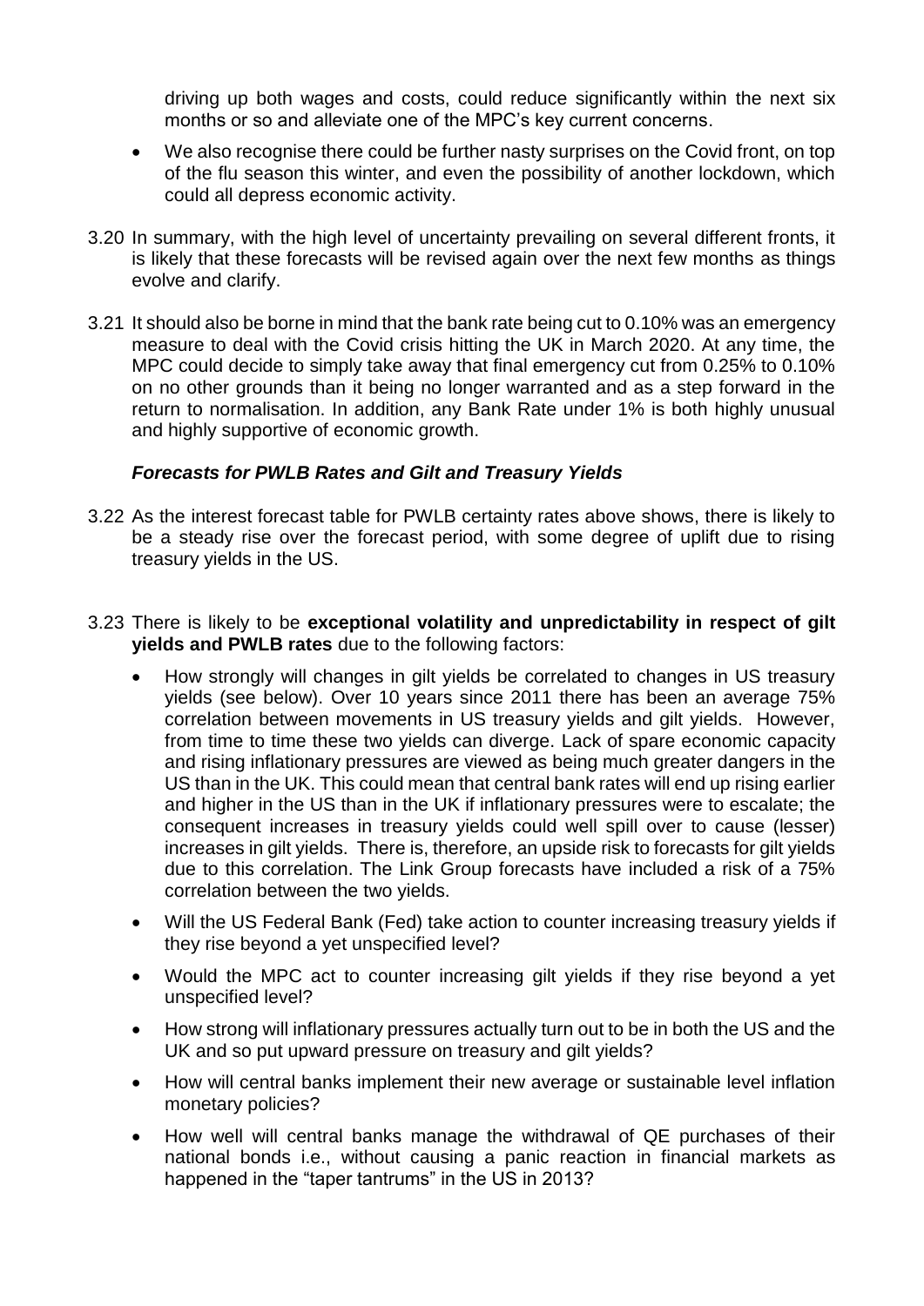driving up both wages and costs, could reduce significantly within the next six months or so and alleviate one of the MPC's key current concerns.

- We also recognise there could be further nasty surprises on the Covid front, on top of the flu season this winter, and even the possibility of another lockdown, which could all depress economic activity.

3.20 In summary, with the high level of uncertainty prevailing on several different fronts, it is likely that these forecasts will be revised again over the next few months as things evolve and clarify.

3.21 It should also be borne in mind that the bank rate being cut to 0.10% was an emergency measure to deal with the Covid crisis hitting the UK in March 2020. At any time, the MPC could decide to simply take away that final emergency cut from 0.25% to 0.10% on no other grounds than it being no longer warranted and as a step forward in the return to normalisation. In addition, any Bank Rate under 1% is both highly unusual and highly supportive of economic growth.

### ***Forecasts for PWLB Rates and Gilt and Treasury Yields***

3.22 As the interest forecast table for PWLB certainty rates above shows, there is likely to be a steady rise over the forecast period, with some degree of uplift due to rising treasury yields in the US.

3.23 There is likely to be **exceptional volatility and unpredictability in respect of gilt yields and PWLB rates** due to the following factors:

- How strongly will changes in gilt yields be correlated to changes in US treasury yields (see below). Over 10 years since 2011 there has been an average 75% correlation between movements in US treasury yields and gilt yields. However, from time to time these two yields can diverge. Lack of spare economic capacity and rising inflationary pressures are viewed as being much greater dangers in the US than in the UK. This could mean that central bank rates will end up rising earlier and higher in the US than in the UK if inflationary pressures were to escalate; the consequent increases in treasury yields could well spill over to cause (lesser) increases in gilt yields. There is, therefore, an upside risk to forecasts for gilt yields due to this correlation. The Link Group forecasts have included a risk of a 75% correlation between the two yields.
- Will the US Federal Bank (Fed) take action to counter increasing treasury yields if they rise beyond a yet unspecified level?
- Would the MPC act to counter increasing gilt yields if they rise beyond a yet unspecified level?
- How strong will inflationary pressures actually turn out to be in both the US and the UK and so put upward pressure on treasury and gilt yields?
- How will central banks implement their new average or sustainable level inflation monetary policies?
- How well will central banks manage the withdrawal of QE purchases of their national bonds i.e., without causing a panic reaction in financial markets as happened in the "taper tantrums" in the US in 2013?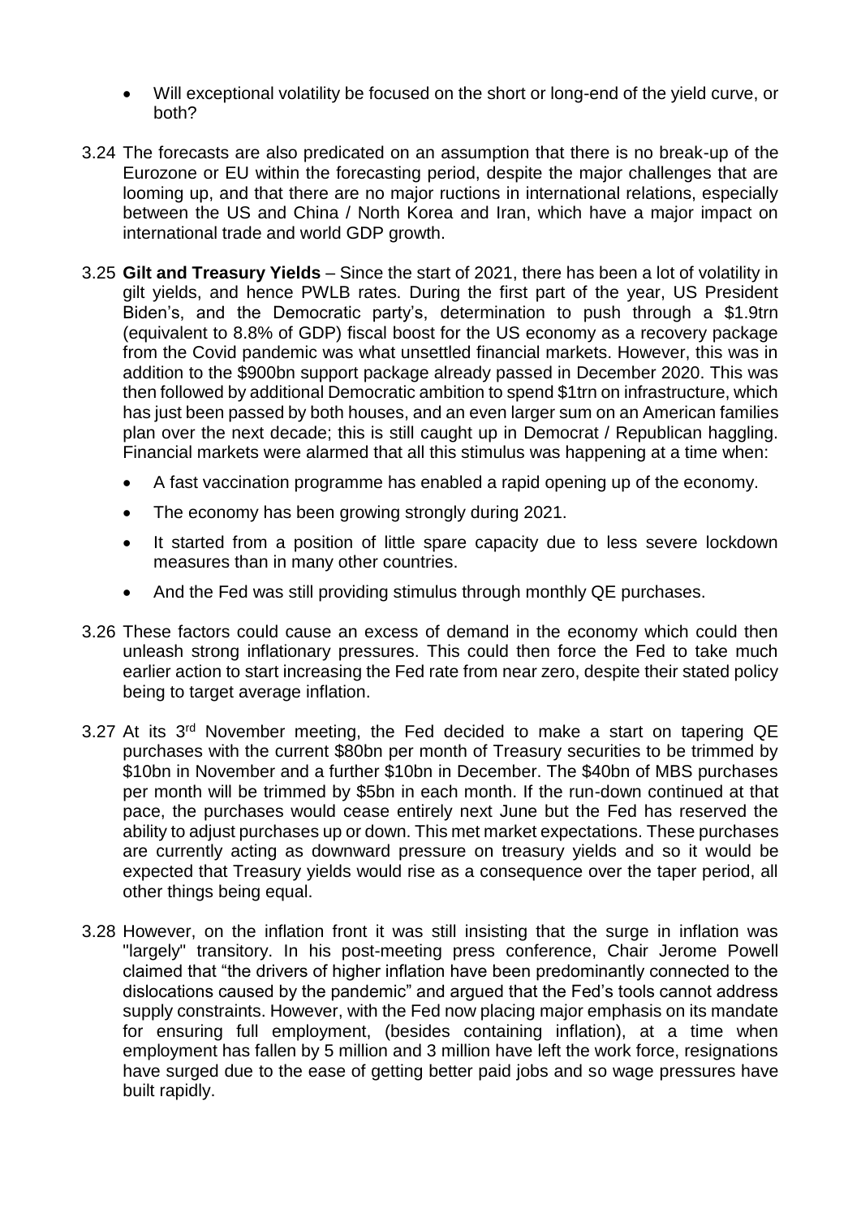- Will exceptional volatility be focused on the short or long-end of the yield curve, or both?

3.24 The forecasts are also predicated on an assumption that there is no break-up of the Eurozone or EU within the forecasting period, despite the major challenges that are looming up, and that there are no major ructions in international relations, especially between the US and China / North Korea and Iran, which have a major impact on international trade and world GDP growth.

3.25 **Gilt and Treasury Yields** – Since the start of 2021, there has been a lot of volatility in gilt yields, and hence PWLB rates. During the first part of the year, US President Biden's, and the Democratic party's, determination to push through a $1.9trn (equivalent to 8.8% of GDP) fiscal boost for the US economy as a recovery package from the Covid pandemic was what unsettled financial markets. However, this was in addition to the $900bn support package already passed in December 2020. This was then followed by additional Democratic ambition to spend $1trn on infrastructure, which has just been passed by both houses, and an even larger sum on an American families plan over the next decade; this is still caught up in Democrat / Republican haggling. Financial markets were alarmed that all this stimulus was happening at a time when:

- A fast vaccination programme has enabled a rapid opening up of the economy.
- The economy has been growing strongly during 2021.
- It started from a position of little spare capacity due to less severe lockdown measures than in many other countries.
- And the Fed was still providing stimulus through monthly QE purchases.

3.26 These factors could cause an excess of demand in the economy which could then unleash strong inflationary pressures. This could then force the Fed to take much earlier action to start increasing the Fed rate from near zero, despite their stated policy being to target average inflation.

3.27 At its 3rd November meeting, the Fed decided to make a start on tapering QE purchases with the current $80bn per month of Treasury securities to be trimmed by $10bn in November and a further $10bn in December. The $40bn of MBS purchases per month will be trimmed by $5bn in each month. If the run-down continued at that pace, the purchases would cease entirely next June but the Fed has reserved the ability to adjust purchases up or down. This met market expectations. These purchases are currently acting as downward pressure on treasury yields and so it would be expected that Treasury yields would rise as a consequence over the taper period, all other things being equal.

3.28 However, on the inflation front it was still insisting that the surge in inflation was "largely" transitory. In his post-meeting press conference, Chair Jerome Powell claimed that "the drivers of higher inflation have been predominantly connected to the dislocations caused by the pandemic" and argued that the Fed's tools cannot address supply constraints. However, with the Fed now placing major emphasis on its mandate for ensuring full employment, (besides containing inflation), at a time when employment has fallen by 5 million and 3 million have left the work force, resignations have surged due to the ease of getting better paid jobs and so wage pressures have built rapidly.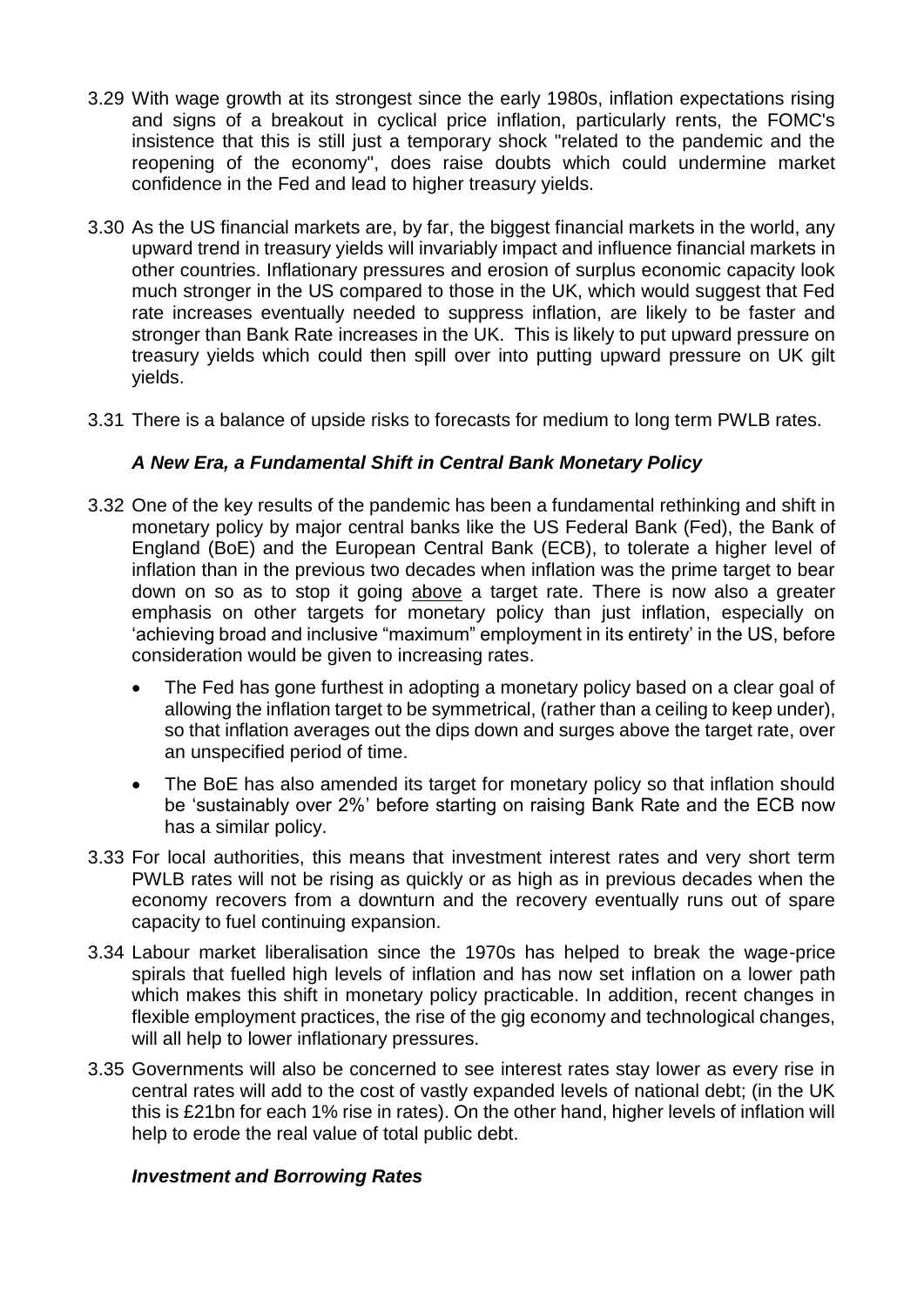3.29 With wage growth at its strongest since the early 1980s, inflation expectations rising and signs of a breakout in cyclical price inflation, particularly rents, the FOMC's insistence that this is still just a temporary shock "related to the pandemic and the reopening of the economy", does raise doubts which could undermine market confidence in the Fed and lead to higher treasury yields.

3.30 As the US financial markets are, by far, the biggest financial markets in the world, any upward trend in treasury yields will invariably impact and influence financial markets in other countries. Inflationary pressures and erosion of surplus economic capacity look much stronger in the US compared to those in the UK, which would suggest that Fed rate increases eventually needed to suppress inflation, are likely to be faster and stronger than Bank Rate increases in the UK. This is likely to put upward pressure on treasury yields which could then spill over into putting upward pressure on UK gilt yields.

3.31 There is a balance of upside risks to forecasts for medium to long term PWLB rates.

### *A New Era, a Fundamental Shift in Central Bank Monetary Policy*

3.32 One of the key results of the pandemic has been a fundamental rethinking and shift in monetary policy by major central banks like the US Federal Bank (Fed), the Bank of England (BoE) and the European Central Bank (ECB), to tolerate a higher level of inflation than in the previous two decades when inflation was the prime target to bear down on so as to stop it going <u>above</u> a target rate. There is now also a greater emphasis on other targets for monetary policy than just inflation, especially on 'achieving broad and inclusive "maximum" employment in its entirety' in the US, before consideration would be given to increasing rates.

- The Fed has gone furthest in adopting a monetary policy based on a clear goal of allowing the inflation target to be symmetrical, (rather than a ceiling to keep under), so that inflation averages out the dips down and surges above the target rate, over an unspecified period of time.
- The BoE has also amended its target for monetary policy so that inflation should be 'sustainably over 2%' before starting on raising Bank Rate and the ECB now has a similar policy.

3.33 For local authorities, this means that investment interest rates and very short term PWLB rates will not be rising as quickly or as high as in previous decades when the economy recovers from a downturn and the recovery eventually runs out of spare capacity to fuel continuing expansion.

3.34 Labour market liberalisation since the 1970s has helped to break the wage-price spirals that fuelled high levels of inflation and has now set inflation on a lower path which makes this shift in monetary policy practicable. In addition, recent changes in flexible employment practices, the rise of the gig economy and technological changes, will all help to lower inflationary pressures.

3.35 Governments will also be concerned to see interest rates stay lower as every rise in central rates will add to the cost of vastly expanded levels of national debt; (in the UK this is £21bn for each 1% rise in rates). On the other hand, higher levels of inflation will help to erode the real value of total public debt.

### *Investment and Borrowing Rates*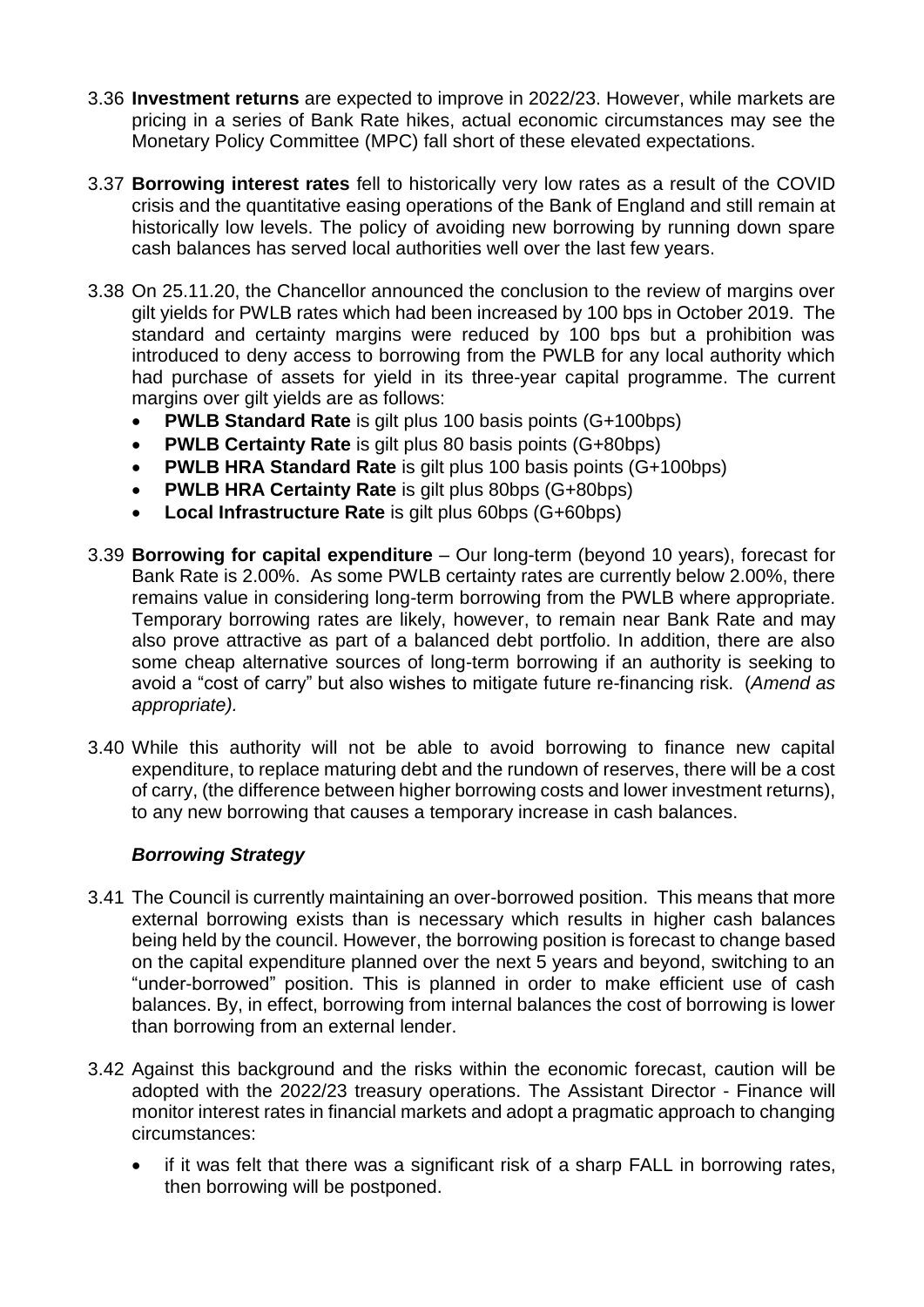3.36 **Investment returns** are expected to improve in 2022/23. However, while markets are pricing in a series of Bank Rate hikes, actual economic circumstances may see the Monetary Policy Committee (MPC) fall short of these elevated expectations.

3.37 **Borrowing interest rates** fell to historically very low rates as a result of the COVID crisis and the quantitative easing operations of the Bank of England and still remain at historically low levels. The policy of avoiding new borrowing by running down spare cash balances has served local authorities well over the last few years.

3.38 On 25.11.20, the Chancellor announced the conclusion to the review of margins over gilt yields for PWLB rates which had been increased by 100 bps in October 2019. The standard and certainty margins were reduced by 100 bps but a prohibition was introduced to deny access to borrowing from the PWLB for any local authority which had purchase of assets for yield in its three-year capital programme. The current margins over gilt yields are as follows:

- **PWLB Standard Rate** is gilt plus 100 basis points (G+100bps)
- **PWLB Certainty Rate** is gilt plus 80 basis points (G+80bps)
- **PWLB HRA Standard Rate** is gilt plus 100 basis points (G+100bps)
- **PWLB HRA Certainty Rate** is gilt plus 80bps (G+80bps)
- **Local Infrastructure Rate** is gilt plus 60bps (G+60bps)

3.39 **Borrowing for capital expenditure** – Our long-term (beyond 10 years), forecast for Bank Rate is 2.00%. As some PWLB certainty rates are currently below 2.00%, there remains value in considering long-term borrowing from the PWLB where appropriate. Temporary borrowing rates are likely, however, to remain near Bank Rate and may also prove attractive as part of a balanced debt portfolio. In addition, there are also some cheap alternative sources of long-term borrowing if an authority is seeking to avoid a "cost of carry" but also wishes to mitigate future re-financing risk. (*Amend as appropriate).*

3.40 While this authority will not be able to avoid borrowing to finance new capital expenditure, to replace maturing debt and the rundown of reserves, there will be a cost of carry, (the difference between higher borrowing costs and lower investment returns), to any new borrowing that causes a temporary increase in cash balances.

### *Borrowing Strategy*

3.41 The Council is currently maintaining an over-borrowed position. This means that more external borrowing exists than is necessary which results in higher cash balances being held by the council. However, the borrowing position is forecast to change based on the capital expenditure planned over the next 5 years and beyond, switching to an "under-borrowed" position. This is planned in order to make efficient use of cash balances. By, in effect, borrowing from internal balances the cost of borrowing is lower than borrowing from an external lender.

3.42 Against this background and the risks within the economic forecast, caution will be adopted with the 2022/23 treasury operations. The Assistant Director - Finance will monitor interest rates in financial markets and adopt a pragmatic approach to changing circumstances:

- if it was felt that there was a significant risk of a sharp FALL in borrowing rates, then borrowing will be postponed.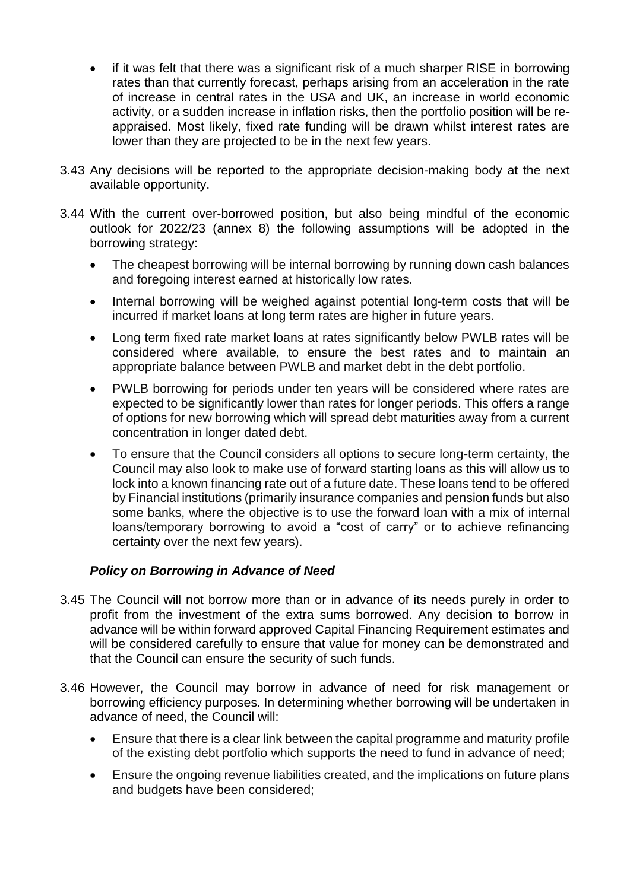- if it was felt that there was a significant risk of a much sharper RISE in borrowing rates than that currently forecast, perhaps arising from an acceleration in the rate of increase in central rates in the USA and UK, an increase in world economic activity, or a sudden increase in inflation risks, then the portfolio position will be re-appraised. Most likely, fixed rate funding will be drawn whilst interest rates are lower than they are projected to be in the next few years.

3.43 Any decisions will be reported to the appropriate decision-making body at the next available opportunity.

3.44 With the current over-borrowed position, but also being mindful of the economic outlook for 2022/23 (annex 8) the following assumptions will be adopted in the borrowing strategy:

- The cheapest borrowing will be internal borrowing by running down cash balances and foregoing interest earned at historically low rates.
- Internal borrowing will be weighed against potential long-term costs that will be incurred if market loans at long term rates are higher in future years.
- Long term fixed rate market loans at rates significantly below PWLB rates will be considered where available, to ensure the best rates and to maintain an appropriate balance between PWLB and market debt in the debt portfolio.
- PWLB borrowing for periods under ten years will be considered where rates are expected to be significantly lower than rates for longer periods. This offers a range of options for new borrowing which will spread debt maturities away from a current concentration in longer dated debt.
- To ensure that the Council considers all options to secure long-term certainty, the Council may also look to make use of forward starting loans as this will allow us to lock into a known financing rate out of a future date. These loans tend to be offered by Financial institutions (primarily insurance companies and pension funds but also some banks, where the objective is to use the forward loan with a mix of internal loans/temporary borrowing to avoid a "cost of carry" or to achieve refinancing certainty over the next few years).

### *Policy on Borrowing in Advance of Need*

3.45 The Council will not borrow more than or in advance of its needs purely in order to profit from the investment of the extra sums borrowed. Any decision to borrow in advance will be within forward approved Capital Financing Requirement estimates and will be considered carefully to ensure that value for money can be demonstrated and that the Council can ensure the security of such funds.

3.46 However, the Council may borrow in advance of need for risk management or borrowing efficiency purposes. In determining whether borrowing will be undertaken in advance of need, the Council will:

- Ensure that there is a clear link between the capital programme and maturity profile of the existing debt portfolio which supports the need to fund in advance of need;
- Ensure the ongoing revenue liabilities created, and the implications on future plans and budgets have been considered;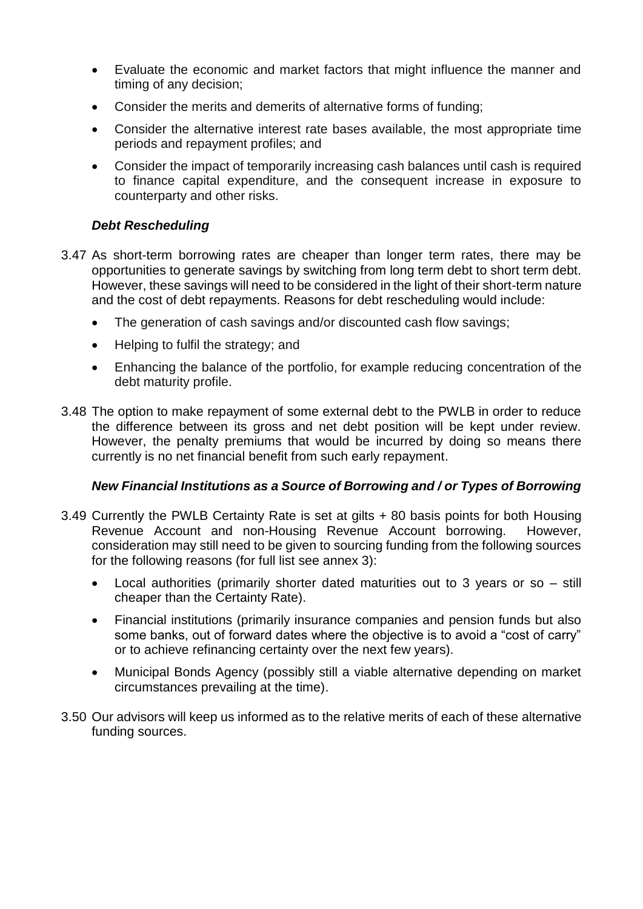- Evaluate the economic and market factors that might influence the manner and timing of any decision;
- Consider the merits and demerits of alternative forms of funding;
- Consider the alternative interest rate bases available, the most appropriate time periods and repayment profiles; and
- Consider the impact of temporarily increasing cash balances until cash is required to finance capital expenditure, and the consequent increase in exposure to counterparty and other risks.

### *Debt Rescheduling*

3.47 As short-term borrowing rates are cheaper than longer term rates, there may be opportunities to generate savings by switching from long term debt to short term debt. However, these savings will need to be considered in the light of their short-term nature and the cost of debt repayments. Reasons for debt rescheduling would include:

- The generation of cash savings and/or discounted cash flow savings;
- Helping to fulfil the strategy; and
- Enhancing the balance of the portfolio, for example reducing concentration of the debt maturity profile.

3.48 The option to make repayment of some external debt to the PWLB in order to reduce the difference between its gross and net debt position will be kept under review. However, the penalty premiums that would be incurred by doing so means there currently is no net financial benefit from such early repayment.

### *New Financial Institutions as a Source of Borrowing and / or Types of Borrowing*

3.49 Currently the PWLB Certainty Rate is set at gilts + 80 basis points for both Housing Revenue Account and non-Housing Revenue Account borrowing. However, consideration may still need to be given to sourcing funding from the following sources for the following reasons (for full list see annex 3):

- Local authorities (primarily shorter dated maturities out to 3 years or so – still cheaper than the Certainty Rate).
- Financial institutions (primarily insurance companies and pension funds but also some banks, out of forward dates where the objective is to avoid a "cost of carry" or to achieve refinancing certainty over the next few years).
- Municipal Bonds Agency (possibly still a viable alternative depending on market circumstances prevailing at the time).

3.50 Our advisors will keep us informed as to the relative merits of each of these alternative funding sources.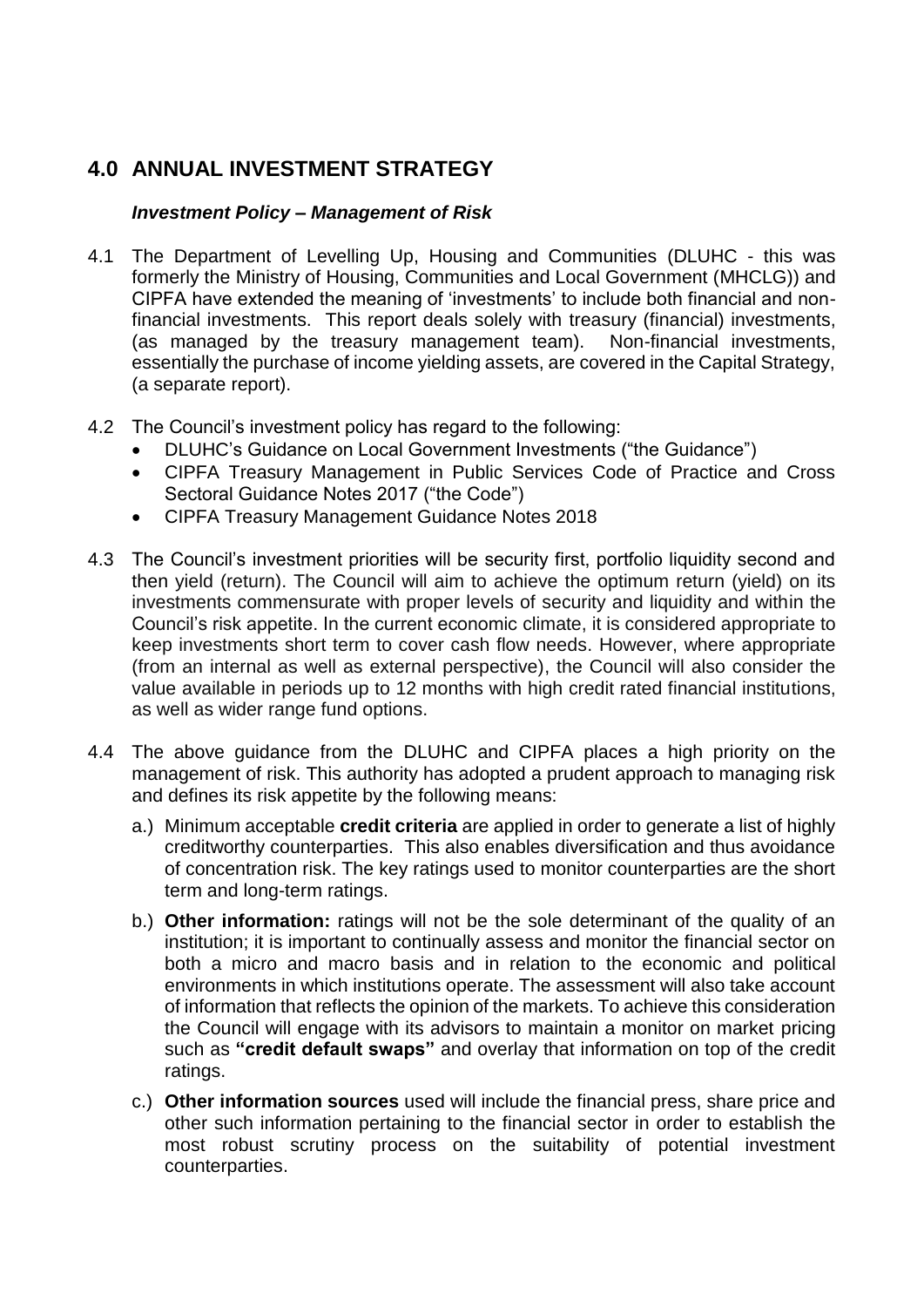## 4.0 ANNUAL INVESTMENT STRATEGY

### *Investment Policy – Management of Risk*

4.1 The Department of Levelling Up, Housing and Communities (DLUHC - this was formerly the Ministry of Housing, Communities and Local Government (MHCLG)) and CIPFA have extended the meaning of 'investments' to include both financial and non-financial investments. This report deals solely with treasury (financial) investments, (as managed by the treasury management team). Non-financial investments, essentially the purchase of income yielding assets, are covered in the Capital Strategy, (a separate report).

4.2 The Council's investment policy has regard to the following:

- DLUHC's Guidance on Local Government Investments ("the Guidance")
- CIPFA Treasury Management in Public Services Code of Practice and Cross Sectoral Guidance Notes 2017 ("the Code")
- CIPFA Treasury Management Guidance Notes 2018

4.3 The Council's investment priorities will be security first, portfolio liquidity second and then yield (return). The Council will aim to achieve the optimum return (yield) on its investments commensurate with proper levels of security and liquidity and within the Council's risk appetite. In the current economic climate, it is considered appropriate to keep investments short term to cover cash flow needs. However, where appropriate (from an internal as well as external perspective), the Council will also consider the value available in periods up to 12 months with high credit rated financial institutions, as well as wider range fund options.

4.4 The above guidance from the DLUHC and CIPFA places a high priority on the management of risk. This authority has adopted a prudent approach to managing risk and defines its risk appetite by the following means:

a.) Minimum acceptable **credit criteria** are applied in order to generate a list of highly creditworthy counterparties. This also enables diversification and thus avoidance of concentration risk. The key ratings used to monitor counterparties are the short term and long-term ratings.

b.) **Other information:** ratings will not be the sole determinant of the quality of an institution; it is important to continually assess and monitor the financial sector on both a micro and macro basis and in relation to the economic and political environments in which institutions operate. The assessment will also take account of information that reflects the opinion of the markets. To achieve this consideration the Council will engage with its advisors to maintain a monitor on market pricing such as **"credit default swaps"** and overlay that information on top of the credit ratings.

c.) **Other information sources** used will include the financial press, share price and other such information pertaining to the financial sector in order to establish the most robust scrutiny process on the suitability of potential investment counterparties.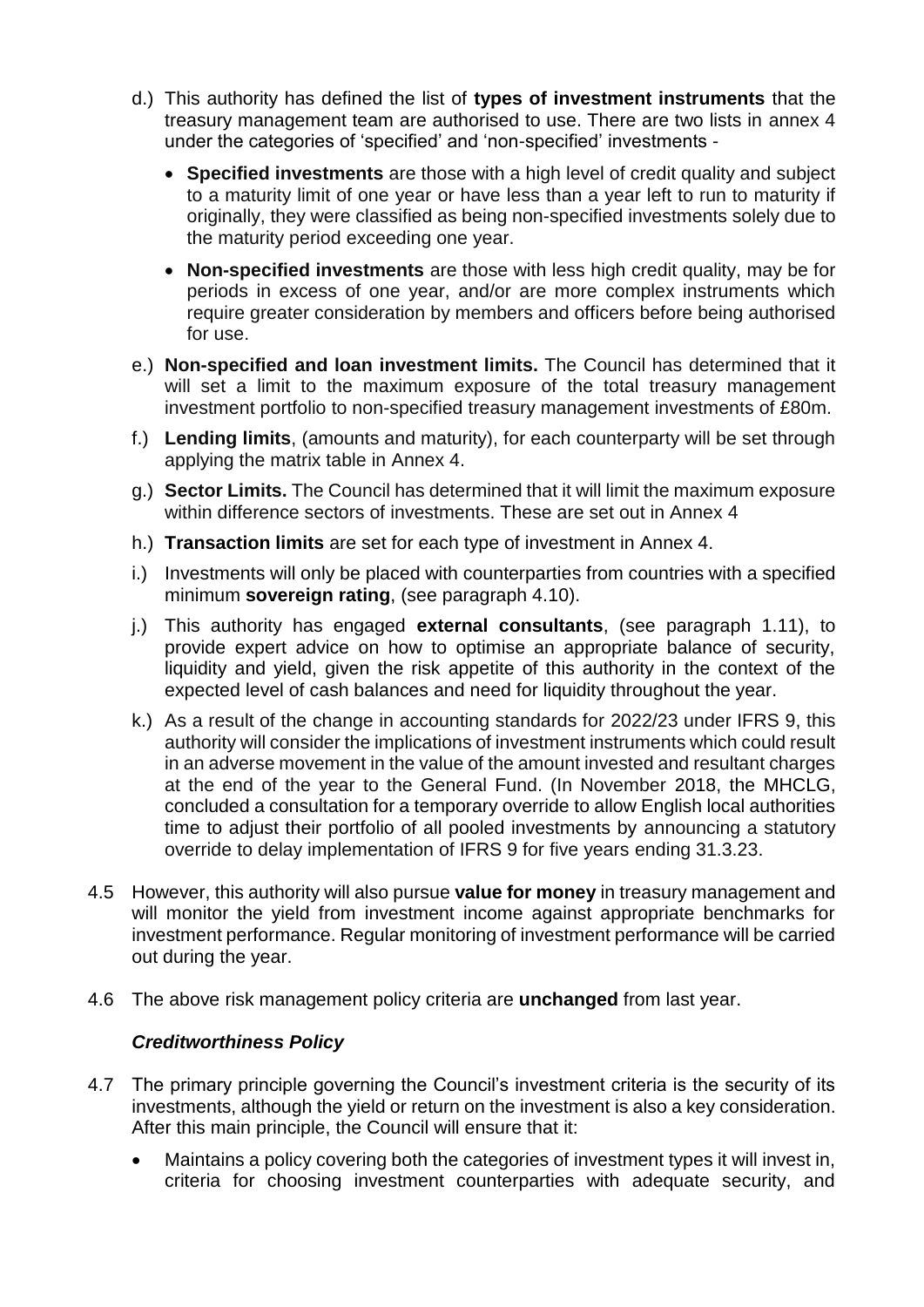d.) This authority has defined the list of **types of investment instruments** that the treasury management team are authorised to use. There are two lists in annex 4 under the categories of 'specified' and 'non-specified' investments -

- **Specified investments** are those with a high level of credit quality and subject to a maturity limit of one year or have less than a year left to run to maturity if originally, they were classified as being non-specified investments solely due to the maturity period exceeding one year.
- **Non-specified investments** are those with less high credit quality, may be for periods in excess of one year, and/or are more complex instruments which require greater consideration by members and officers before being authorised for use.

e.) **Non-specified and loan investment limits.** The Council has determined that it will set a limit to the maximum exposure of the total treasury management investment portfolio to non-specified treasury management investments of £80m.

f.) **Lending limits**, (amounts and maturity), for each counterparty will be set through applying the matrix table in Annex 4.

g.) **Sector Limits.** The Council has determined that it will limit the maximum exposure within difference sectors of investments. These are set out in Annex 4

h.) **Transaction limits** are set for each type of investment in Annex 4.

i.) Investments will only be placed with counterparties from countries with a specified minimum **sovereign rating**, (see paragraph 4.10).

j.) This authority has engaged **external consultants**, (see paragraph 1.11), to provide expert advice on how to optimise an appropriate balance of security, liquidity and yield, given the risk appetite of this authority in the context of the expected level of cash balances and need for liquidity throughout the year.

k.) As a result of the change in accounting standards for 2022/23 under IFRS 9, this authority will consider the implications of investment instruments which could result in an adverse movement in the value of the amount invested and resultant charges at the end of the year to the General Fund. (In November 2018, the MHCLG, concluded a consultation for a temporary override to allow English local authorities time to adjust their portfolio of all pooled investments by announcing a statutory override to delay implementation of IFRS 9 for five years ending 31.3.23.

4.5 However, this authority will also pursue **value for money** in treasury management and will monitor the yield from investment income against appropriate benchmarks for investment performance. Regular monitoring of investment performance will be carried out during the year.

4.6 The above risk management policy criteria are **unchanged** from last year.

### *Creditworthiness Policy*

4.7 The primary principle governing the Council's investment criteria is the security of its investments, although the yield or return on the investment is also a key consideration. After this main principle, the Council will ensure that it:

- Maintains a policy covering both the categories of investment types it will invest in, criteria for choosing investment counterparties with adequate security, and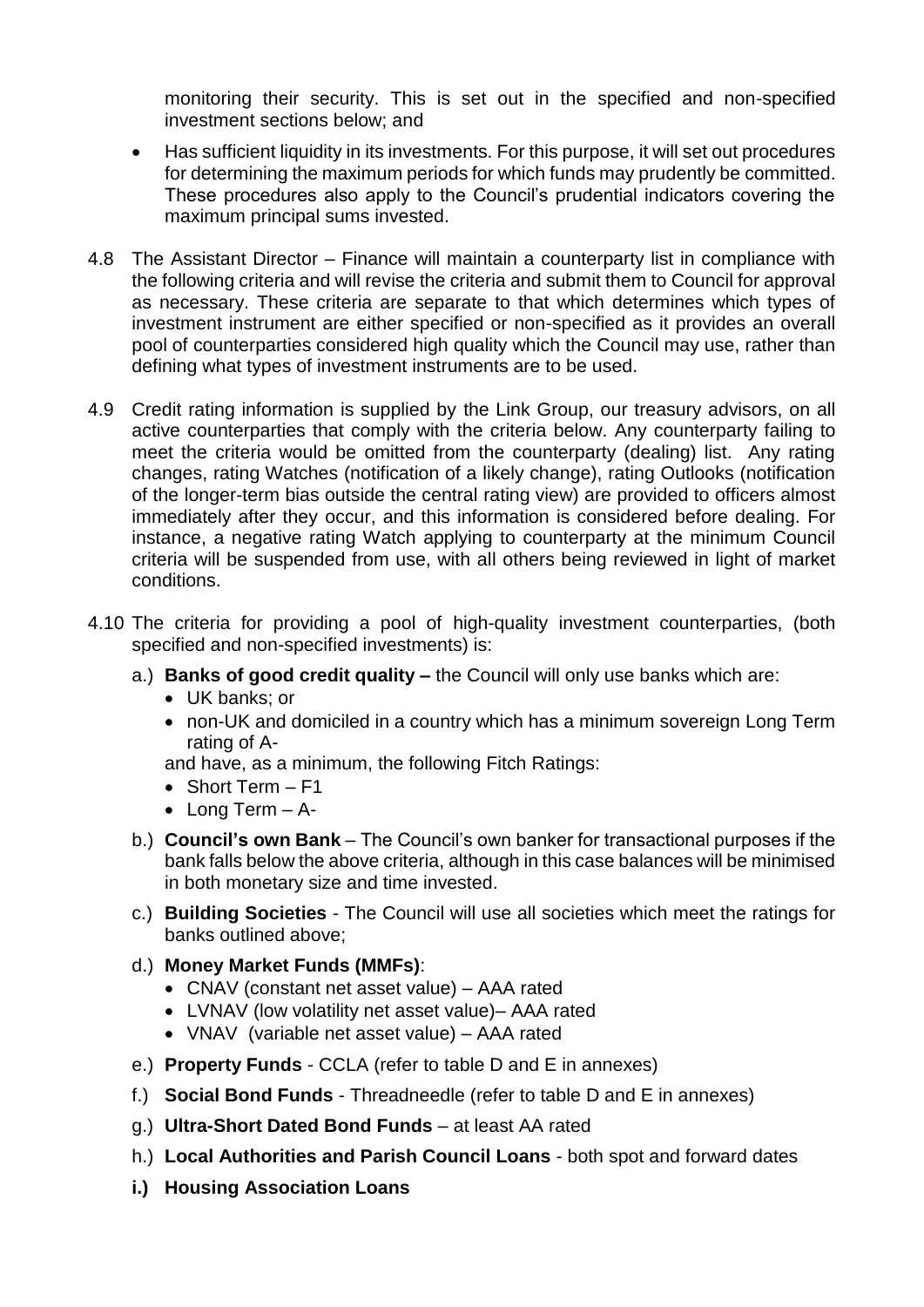monitoring their security. This is set out in the specified and non-specified investment sections below; and

- Has sufficient liquidity in its investments. For this purpose, it will set out procedures for determining the maximum periods for which funds may prudently be committed. These procedures also apply to the Council's prudential indicators covering the maximum principal sums invested.

4.8 The Assistant Director – Finance will maintain a counterparty list in compliance with the following criteria and will revise the criteria and submit them to Council for approval as necessary. These criteria are separate to that which determines which types of investment instrument are either specified or non-specified as it provides an overall pool of counterparties considered high quality which the Council may use, rather than defining what types of investment instruments are to be used.

4.9 Credit rating information is supplied by the Link Group, our treasury advisors, on all active counterparties that comply with the criteria below. Any counterparty failing to meet the criteria would be omitted from the counterparty (dealing) list. Any rating changes, rating Watches (notification of a likely change), rating Outlooks (notification of the longer-term bias outside the central rating view) are provided to officers almost immediately after they occur, and this information is considered before dealing. For instance, a negative rating Watch applying to counterparty at the minimum Council criteria will be suspended from use, with all others being reviewed in light of market conditions.

4.10 The criteria for providing a pool of high-quality investment counterparties, (both specified and non-specified investments) is:

a.) **Banks of good credit quality –** the Council will only use banks which are:
- UK banks; or
- non-UK and domiciled in a country which has a minimum sovereign Long Term rating of A-

and have, as a minimum, the following Fitch Ratings:
- Short Term – F1
- Long Term – A-

b.) **Council's own Bank** – The Council's own banker for transactional purposes if the bank falls below the above criteria, although in this case balances will be minimised in both monetary size and time invested.

c.) **Building Societies** - The Council will use all societies which meet the ratings for banks outlined above;

d.) **Money Market Funds (MMFs)**:
- CNAV (constant net asset value) – AAA rated
- LVNAV (low volatility net asset value)– AAA rated
- VNAV (variable net asset value) – AAA rated

e.) **Property Funds** - CCLA (refer to table D and E in annexes)

f.) **Social Bond Funds** - Threadneedle (refer to table D and E in annexes)

g.) **Ultra-Short Dated Bond Funds** – at least AA rated

h.) **Local Authorities and Parish Council Loans** - both spot and forward dates

**i.) Housing Association Loans**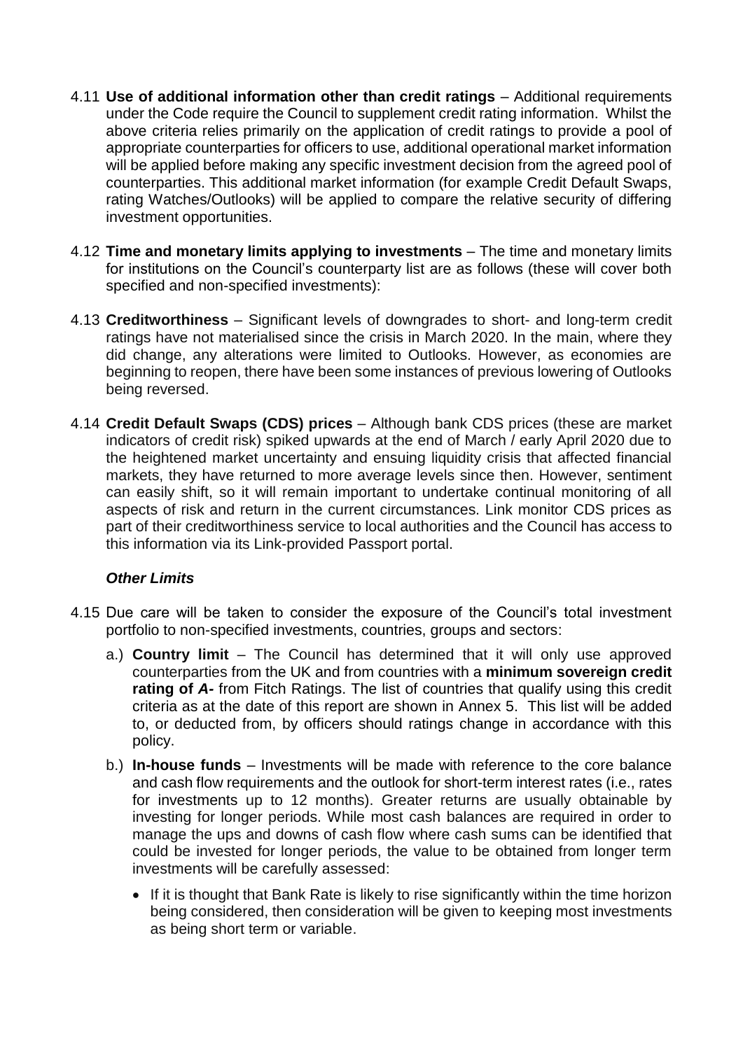4.11 **Use of additional information other than credit ratings** – Additional requirements under the Code require the Council to supplement credit rating information. Whilst the above criteria relies primarily on the application of credit ratings to provide a pool of appropriate counterparties for officers to use, additional operational market information will be applied before making any specific investment decision from the agreed pool of counterparties. This additional market information (for example Credit Default Swaps, rating Watches/Outlooks) will be applied to compare the relative security of differing investment opportunities.

4.12 **Time and monetary limits applying to investments** – The time and monetary limits for institutions on the Council's counterparty list are as follows (these will cover both specified and non-specified investments):

4.13 **Creditworthiness** – Significant levels of downgrades to short- and long-term credit ratings have not materialised since the crisis in March 2020. In the main, where they did change, any alterations were limited to Outlooks. However, as economies are beginning to reopen, there have been some instances of previous lowering of Outlooks being reversed.

4.14 **Credit Default Swaps (CDS) prices** – Although bank CDS prices (these are market indicators of credit risk) spiked upwards at the end of March / early April 2020 due to the heightened market uncertainty and ensuing liquidity crisis that affected financial markets, they have returned to more average levels since then. However, sentiment can easily shift, so it will remain important to undertake continual monitoring of all aspects of risk and return in the current circumstances. Link monitor CDS prices as part of their creditworthiness service to local authorities and the Council has access to this information via its Link-provided Passport portal.

***Other Limits***

4.15 Due care will be taken to consider the exposure of the Council's total investment portfolio to non-specified investments, countries, groups and sectors:

a.) **Country limit** – The Council has determined that it will only use approved counterparties from the UK and from countries with a **minimum sovereign credit rating of *A-*** from Fitch Ratings. The list of countries that qualify using this credit criteria as at the date of this report are shown in Annex 5. This list will be added to, or deducted from, by officers should ratings change in accordance with this policy.

b.) **In-house funds** – Investments will be made with reference to the core balance and cash flow requirements and the outlook for short-term interest rates (i.e., rates for investments up to 12 months). Greater returns are usually obtainable by investing for longer periods. While most cash balances are required in order to manage the ups and downs of cash flow where cash sums can be identified that could be invested for longer periods, the value to be obtained from longer term investments will be carefully assessed:

- If it is thought that Bank Rate is likely to rise significantly within the time horizon being considered, then consideration will be given to keeping most investments as being short term or variable.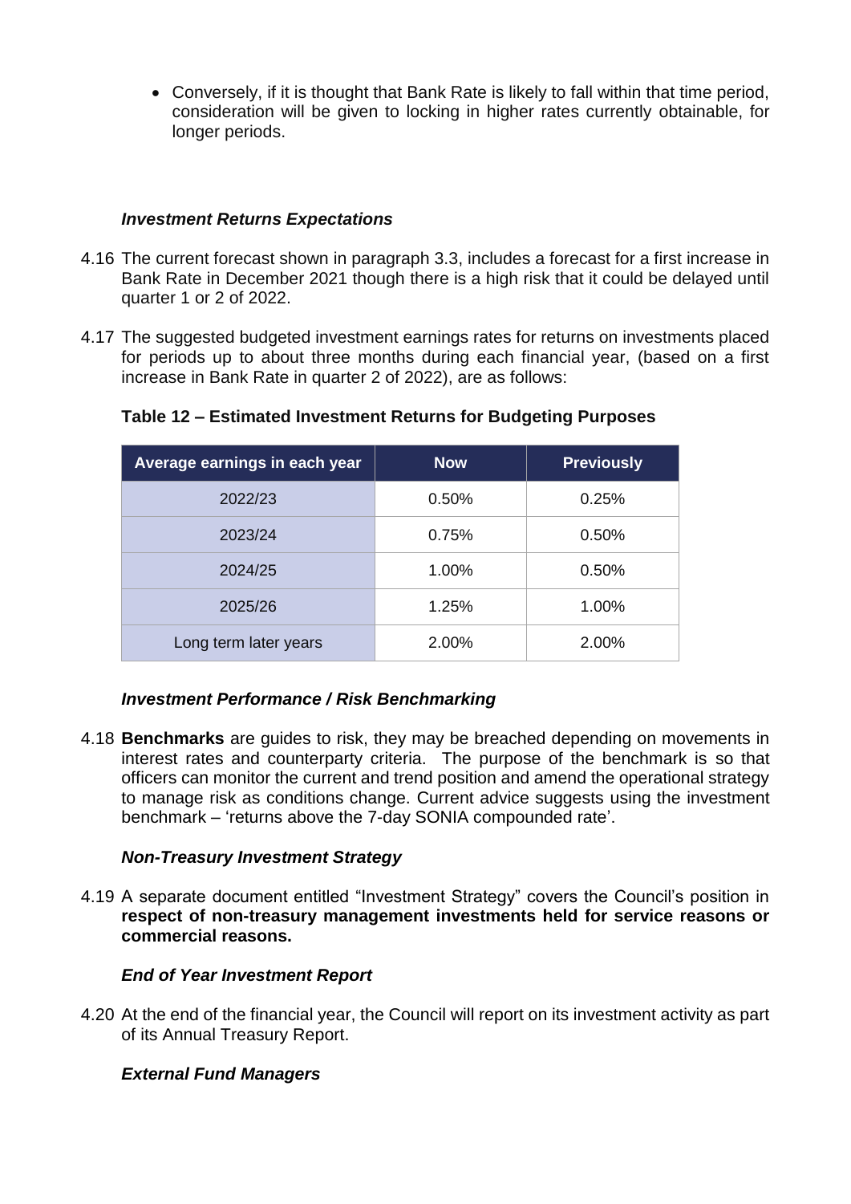- Conversely, if it is thought that Bank Rate is likely to fall within that time period, consideration will be given to locking in higher rates currently obtainable, for longer periods.

### *Investment Returns Expectations*

4.16 The current forecast shown in paragraph 3.3, includes a forecast for a first increase in Bank Rate in December 2021 though there is a high risk that it could be delayed until quarter 1 or 2 of 2022.

4.17 The suggested budgeted investment earnings rates for returns on investments placed for periods up to about three months during each financial year, (based on a first increase in Bank Rate in quarter 2 of 2022), are as follows:

**Table 12 – Estimated Investment Returns for Budgeting Purposes**

| Average earnings in each year | Now | Previously |
|---|---|---|
| 2022/23 | 0.50% | 0.25% |
| 2023/24 | 0.75% | 0.50% |
| 2024/25 | 1.00% | 0.50% |
| 2025/26 | 1.25% | 1.00% |
| Long term later years | 2.00% | 2.00% |

### *Investment Performance / Risk Benchmarking*

4.18 **Benchmarks** are guides to risk, they may be breached depending on movements in interest rates and counterparty criteria. The purpose of the benchmark is so that officers can monitor the current and trend position and amend the operational strategy to manage risk as conditions change. Current advice suggests using the investment benchmark – 'returns above the 7-day SONIA compounded rate'.

### *Non-Treasury Investment Strategy*

4.19 A separate document entitled "Investment Strategy" covers the Council's position in **respect of non-treasury management investments held for service reasons or commercial reasons.**

### *End of Year Investment Report*

4.20 At the end of the financial year, the Council will report on its investment activity as part of its Annual Treasury Report.

### *External Fund Managers*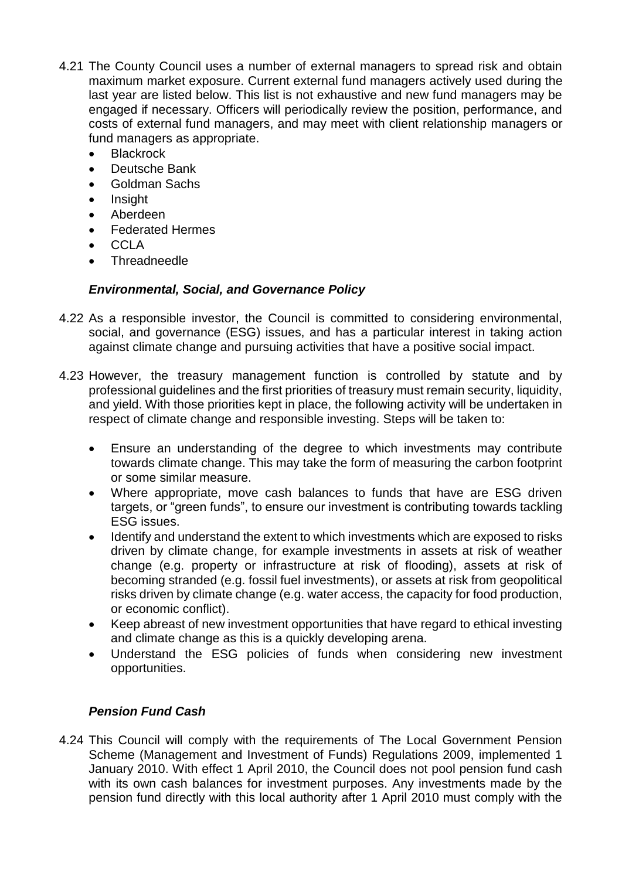4.21 The County Council uses a number of external managers to spread risk and obtain maximum market exposure. Current external fund managers actively used during the last year are listed below. This list is not exhaustive and new fund managers may be engaged if necessary. Officers will periodically review the position, performance, and costs of external fund managers, and may meet with client relationship managers or fund managers as appropriate.

- Blackrock
- Deutsche Bank
- Goldman Sachs
- Insight
- Aberdeen
- Federated Hermes
- CCLA
- Threadneedle

***Environmental, Social, and Governance Policy***

4.22 As a responsible investor, the Council is committed to considering environmental, social, and governance (ESG) issues, and has a particular interest in taking action against climate change and pursuing activities that have a positive social impact.

4.23 However, the treasury management function is controlled by statute and by professional guidelines and the first priorities of treasury must remain security, liquidity, and yield. With those priorities kept in place, the following activity will be undertaken in respect of climate change and responsible investing. Steps will be taken to:

- Ensure an understanding of the degree to which investments may contribute towards climate change. This may take the form of measuring the carbon footprint or some similar measure.
- Where appropriate, move cash balances to funds that have are ESG driven targets, or "green funds", to ensure our investment is contributing towards tackling ESG issues.
- Identify and understand the extent to which investments which are exposed to risks driven by climate change, for example investments in assets at risk of weather change (e.g. property or infrastructure at risk of flooding), assets at risk of becoming stranded (e.g. fossil fuel investments), or assets at risk from geopolitical risks driven by climate change (e.g. water access, the capacity for food production, or economic conflict).
- Keep abreast of new investment opportunities that have regard to ethical investing and climate change as this is a quickly developing arena.
- Understand the ESG policies of funds when considering new investment opportunities.

***Pension Fund Cash***

4.24 This Council will comply with the requirements of The Local Government Pension Scheme (Management and Investment of Funds) Regulations 2009, implemented 1 January 2010. With effect 1 April 2010, the Council does not pool pension fund cash with its own cash balances for investment purposes. Any investments made by the pension fund directly with this local authority after 1 April 2010 must comply with the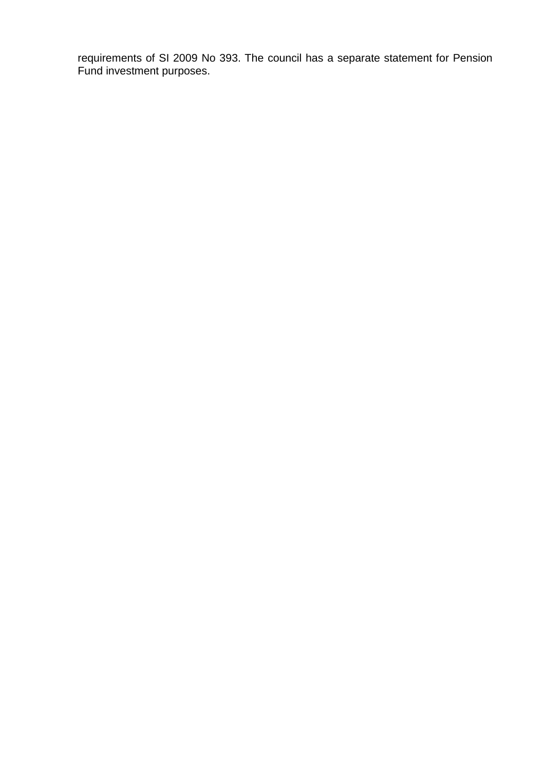requirements of SI 2009 No 393. The council has a separate statement for Pension Fund investment purposes.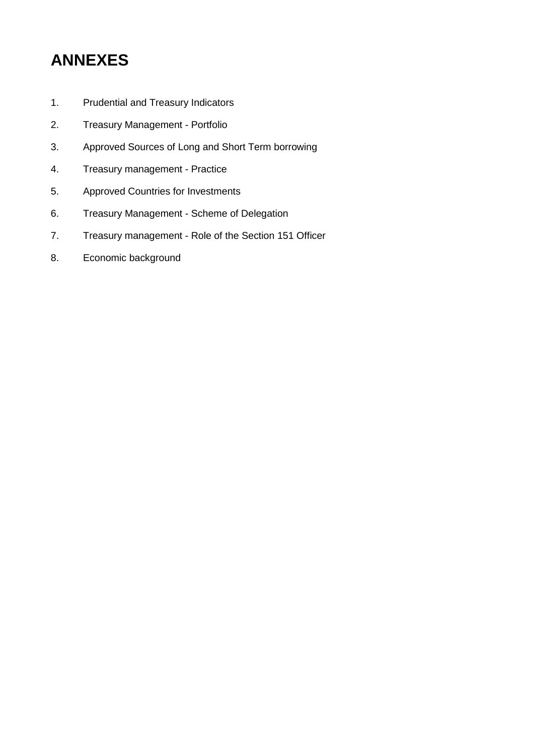# ANNEXES

1. Prudential and Treasury Indicators
2. Treasury Management - Portfolio
3. Approved Sources of Long and Short Term borrowing
4. Treasury management - Practice
5. Approved Countries for Investments
6. Treasury Management - Scheme of Delegation
7. Treasury management - Role of the Section 151 Officer
8. Economic background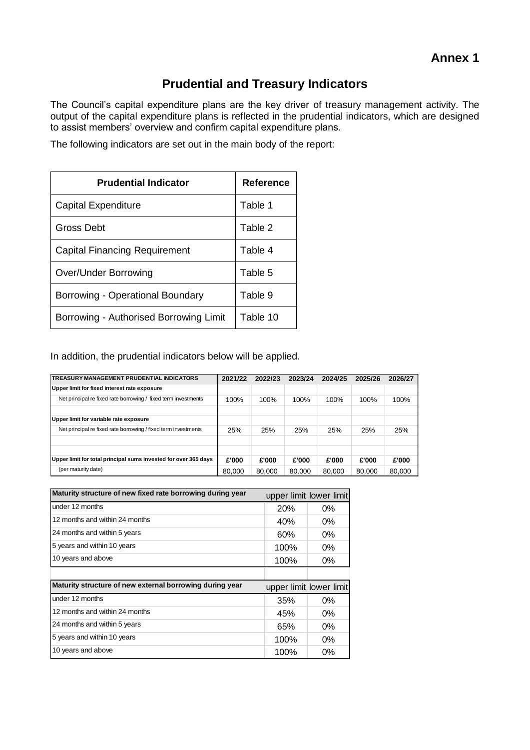**Annex 1**

# Prudential and Treasury Indicators

The Council's capital expenditure plans are the key driver of treasury management activity. The output of the capital expenditure plans is reflected in the prudential indicators, which are designed to assist members' overview and confirm capital expenditure plans.

The following indicators are set out in the main body of the report:

| Prudential Indicator | Reference |
|---|---|
| Capital Expenditure | Table 1 |
| Gross Debt | Table 2 |
| Capital Financing Requirement | Table 4 |
| Over/Under Borrowing | Table 5 |
| Borrowing - Operational Boundary | Table 9 |
| Borrowing - Authorised Borrowing Limit | Table 10 |

In addition, the prudential indicators below will be applied.

| TREASURY MANAGEMENT PRUDENTIAL INDICATORS | 2021/22 | 2022/23 | 2023/24 | 2024/25 | 2025/26 | 2026/27 |
|---|---|---|---|---|---|---|
| **Upper limit for fixed interest rate exposure** | | | | | | |
| Net principal re fixed rate borrowing / fixed term investments | 100% | 100% | 100% | 100% | 100% | 100% |
| | | | | | | |
| **Upper limit for variable rate exposure** | | | | | | |
| Net principal re fixed rate borrowing / fixed term investments | 25% | 25% | 25% | 25% | 25% | 25% |
| | | | | | | |
| | | | | | | |
| **Upper limit for total principal sums invested for over 365 days** | **£'000** | **£'000** | **£'000** | **£'000** | **£'000** | **£'000** |
| (per maturity date) | 80,000 | 80,000 | 80,000 | 80,000 | 80,000 | 80,000 |

| Maturity structure of new fixed rate borrowing during year | upper limit | lower limit |
|---|---|---|
| under 12 months | 20% | 0% |
| 12 months and within 24 months | 40% | 0% |
| 24 months and within 5 years | 60% | 0% |
| 5 years and within 10 years | 100% | 0% |
| 10 years and above | 100% | 0% |

| Maturity structure of new external borrowing during year | upper limit | lower limit |
|---|---|---|
| under 12 months | 35% | 0% |
| 12 months and within 24 months | 45% | 0% |
| 24 months and within 5 years | 65% | 0% |
| 5 years and within 10 years | 100% | 0% |
| 10 years and above | 100% | 0% |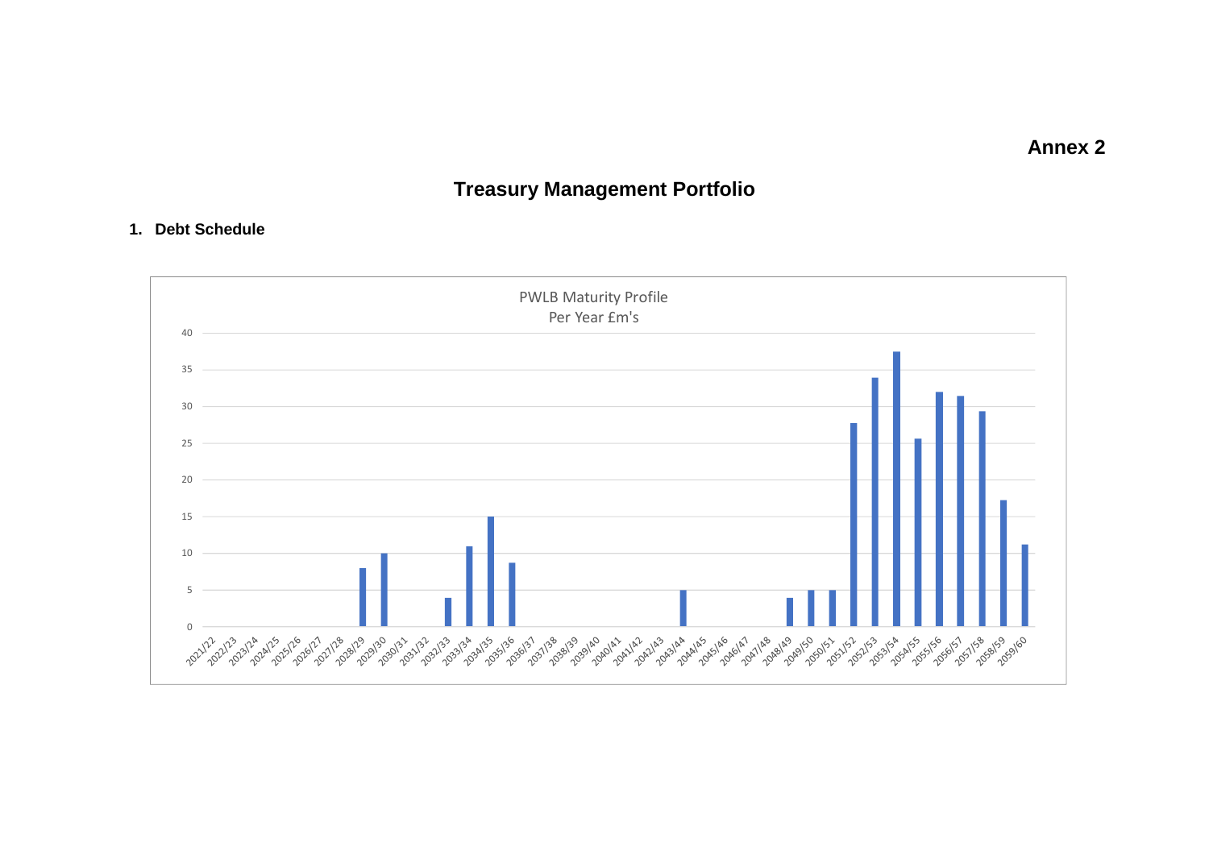**Annex 2**

# Treasury Management Portfolio

## 1. Debt Schedule

PWLB Maturity Profile
Per Year £m's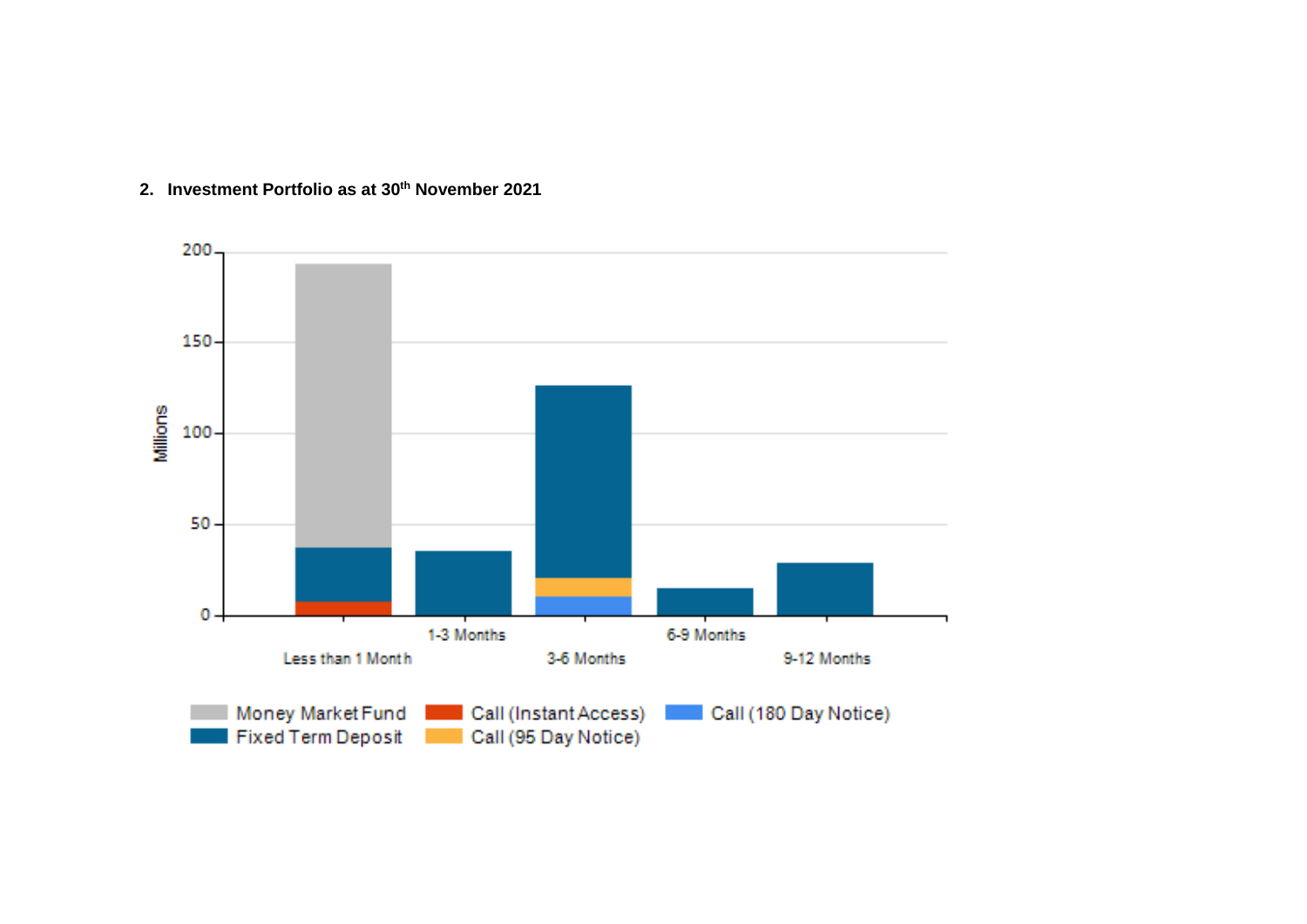2. **Investment Portfolio as at 30th November 2021**

Millions

200
150
100
50
0

Less than 1 Month
1-3 Months
3-6 Months
6-9 Months
9-12 Months

Money Market Fund
Call (Instant Access)
Call (180 Day Notice)
Fixed Term Deposit
Call (95 Day Notice)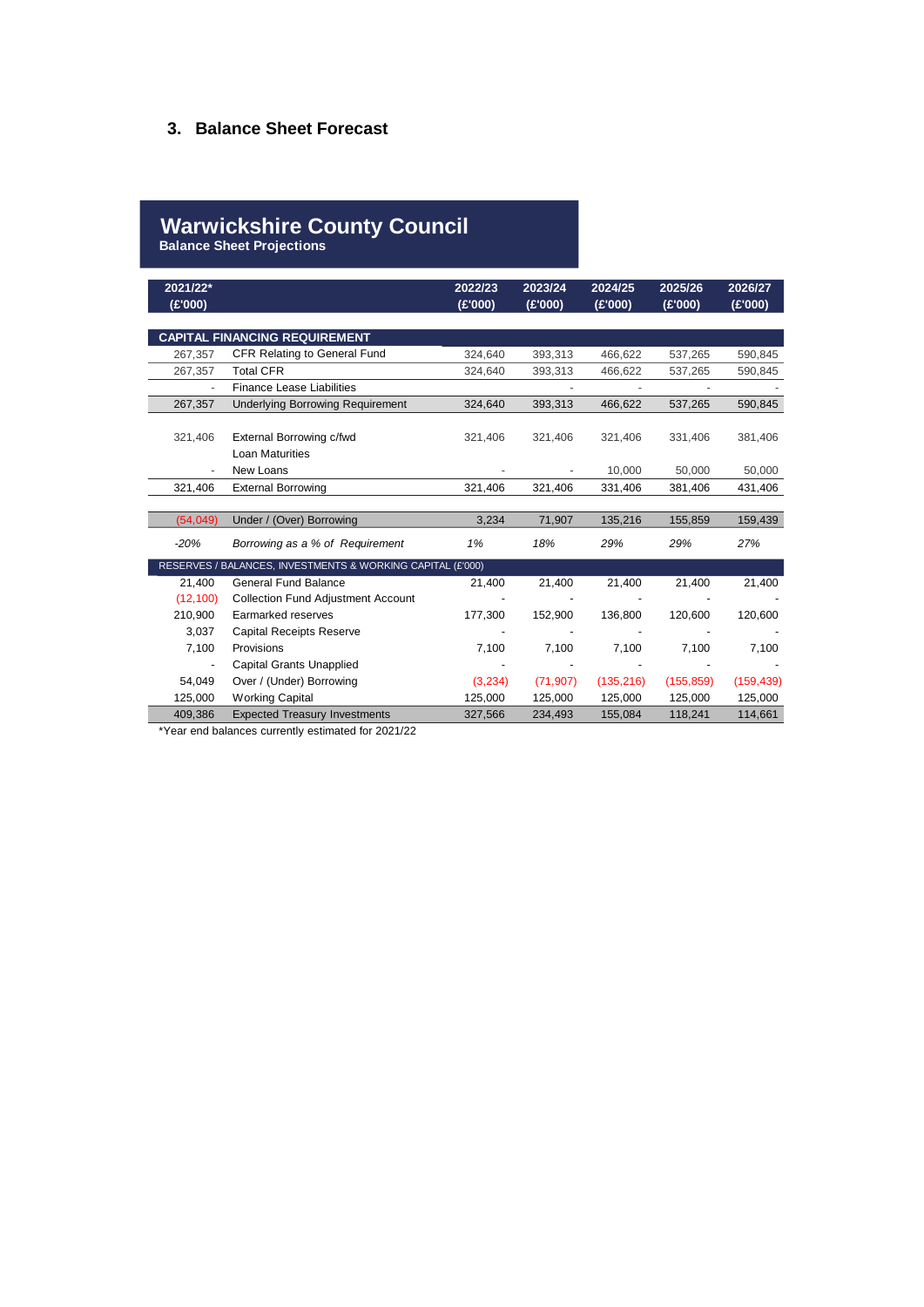## 3. Balance Sheet Forecast

**Warwickshire County Council**
**Balance Sheet Projections**

| 2021/22* (£'000) | | 2022/23 (£'000) | 2023/24 (£'000) | 2024/25 (£'000) | 2025/26 (£'000) | 2026/27 (£'000) |
|---|---|---|---|---|---|---|
| | **CAPITAL FINANCING REQUIREMENT** | | | | | |
| 267,357 | CFR Relating to General Fund | 324,640 | 393,313 | 466,622 | 537,265 | 590,845 |
| 267,357 | Total CFR | 324,640 | 393,313 | 466,622 | 537,265 | 590,845 |
| - | Finance Lease Liabilities | - | - | - | - | - |
| 267,357 | Underlying Borrowing Requirement | 324,640 | 393,313 | 466,622 | 537,265 | 590,845 |
| | | | | | | |
| 321,406 | External Borrowing c/fwd | 321,406 | 321,406 | 321,406 | 331,406 | 381,406 |
| | Loan Maturities | | | | | |
| - | New Loans | - | - | 10,000 | 50,000 | 50,000 |
| 321,406 | External Borrowing | 321,406 | 321,406 | 331,406 | 381,406 | 431,406 |
| | | | | | | |
| (54,049) | Under / (Over) Borrowing | 3,234 | 71,907 | 135,216 | 155,859 | 159,439 |
| *-20%* | *Borrowing as a % of Requirement* | *1%* | *18%* | *29%* | *29%* | *27%* |
| | RESERVES / BALANCES, INVESTMENTS & WORKING CAPITAL (£'000) | | | | | |
| 21,400 | General Fund Balance | 21,400 | 21,400 | 21,400 | 21,400 | 21,400 |
| (12,100) | Collection Fund Adjustment Account | - | - | - | - | - |
| 210,900 | Earmarked reserves | 177,300 | 152,900 | 136,800 | 120,600 | 120,600 |
| 3,037 | Capital Receipts Reserve | - | - | - | - | - |
| 7,100 | Provisions | 7,100 | 7,100 | 7,100 | 7,100 | 7,100 |
| - | Capital Grants Unapplied | - | - | - | - | - |
| 54,049 | Over / (Under) Borrowing | (3,234) | (71,907) | (135,216) | (155,859) | (159,439) |
| 125,000 | Working Capital | 125,000 | 125,000 | 125,000 | 125,000 | 125,000 |
| 409,386 | Expected Treasury Investments | 327,566 | 234,493 | 155,084 | 118,241 | 114,661 |

*Year end balances currently estimated for 2021/22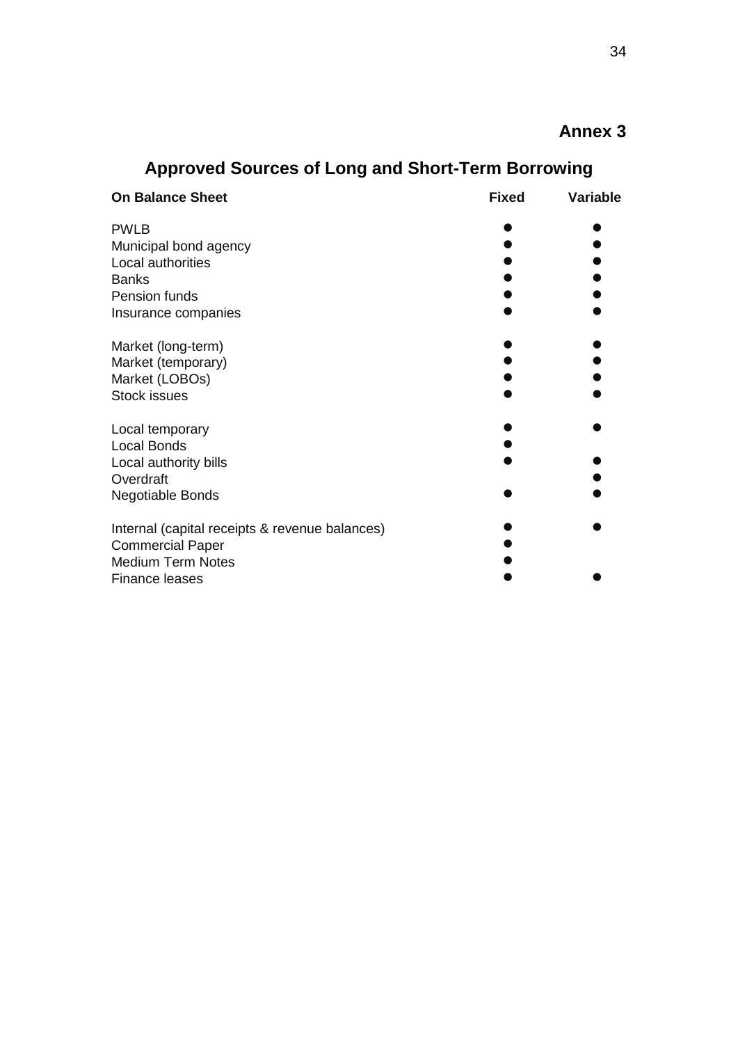# Annex 3

## Approved Sources of Long and Short-Term Borrowing

| On Balance Sheet | Fixed | Variable |
|---|---|---|
| PWLB | ● | ● |
| Municipal bond agency | ● | ● |
| Local authorities | ● | ● |
| Banks | ● | ● |
| Pension funds | ● | ● |
| Insurance companies | ● | ● |
| | | |
| Market (long-term) | ● | ● |
| Market (temporary) | ● | ● |
| Market (LOBOs) | ● | ● |
| Stock issues | ● | ● |
| | | |
| Local temporary | ● | ● |
| Local Bonds | ● | |
| Local authority bills | ● | ● |
| Overdraft | | ● |
| Negotiable Bonds | ● | ● |
| | | |
| Internal (capital receipts & revenue balances) | ● | ● |
| Commercial Paper | ● | |
| Medium Term Notes | ● | |
| Finance leases | ● | ● |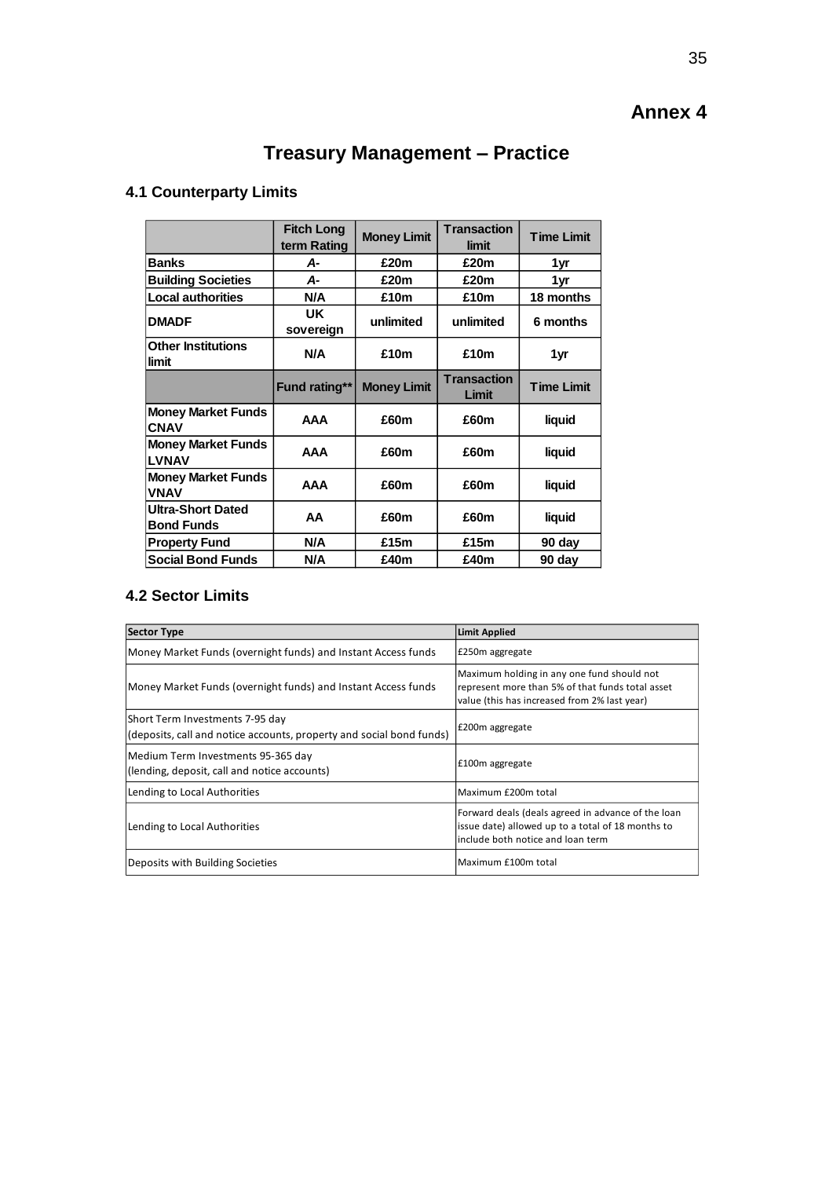# Annex 4

## Treasury Management – Practice

### 4.1 Counterparty Limits

| | Fitch Long term Rating | Money Limit | Transaction limit | Time Limit |
|---|---|---|---|---|
| **Banks** | ***A-*** | **£20m** | **£20m** | **1yr** |
| **Building Societies** | ***A-*** | **£20m** | **£20m** | **1yr** |
| **Local authorities** | **N/A** | **£10m** | **£10m** | **18 months** |
| **DMADF** | **UK sovereign** | **unlimited** | **unlimited** | **6 months** |
| **Other Institutions limit** | **N/A** | **£10m** | **£10m** | **1yr** |
| | **Fund rating**** | **Money Limit** | **Transaction Limit** | **Time Limit** |
| **Money Market Funds CNAV** | **AAA** | **£60m** | **£60m** | **liquid** |
| **Money Market Funds LVNAV** | **AAA** | **£60m** | **£60m** | **liquid** |
| **Money Market Funds VNAV** | **AAA** | **£60m** | **£60m** | **liquid** |
| **Ultra-Short Dated Bond Funds** | **AA** | **£60m** | **£60m** | **liquid** |
| **Property Fund** | **N/A** | **£15m** | **£15m** | **90 day** |
| **Social Bond Funds** | **N/A** | **£40m** | **£40m** | **90 day** |

### 4.2 Sector Limits

| **Sector Type** | **Limit Applied** |
|---|---|
| Money Market Funds (overnight funds) and Instant Access funds | £250m aggregate |
| Money Market Funds (overnight funds) and Instant Access funds | Maximum holding in any one fund should not represent more than 5% of that funds total asset value (this has increased from 2% last year) |
| Short Term Investments 7-95 day (deposits, call and notice accounts, property and social bond funds) | £200m aggregate |
| Medium Term Investments 95-365 day (lending, deposit, call and notice accounts) | £100m aggregate |
| Lending to Local Authorities | Maximum £200m total |
| Lending to Local Authorities | Forward deals (deals agreed in advance of the loan issue date) allowed up to a total of 18 months to include both notice and loan term |
| Deposits with Building Societies | Maximum £100m total |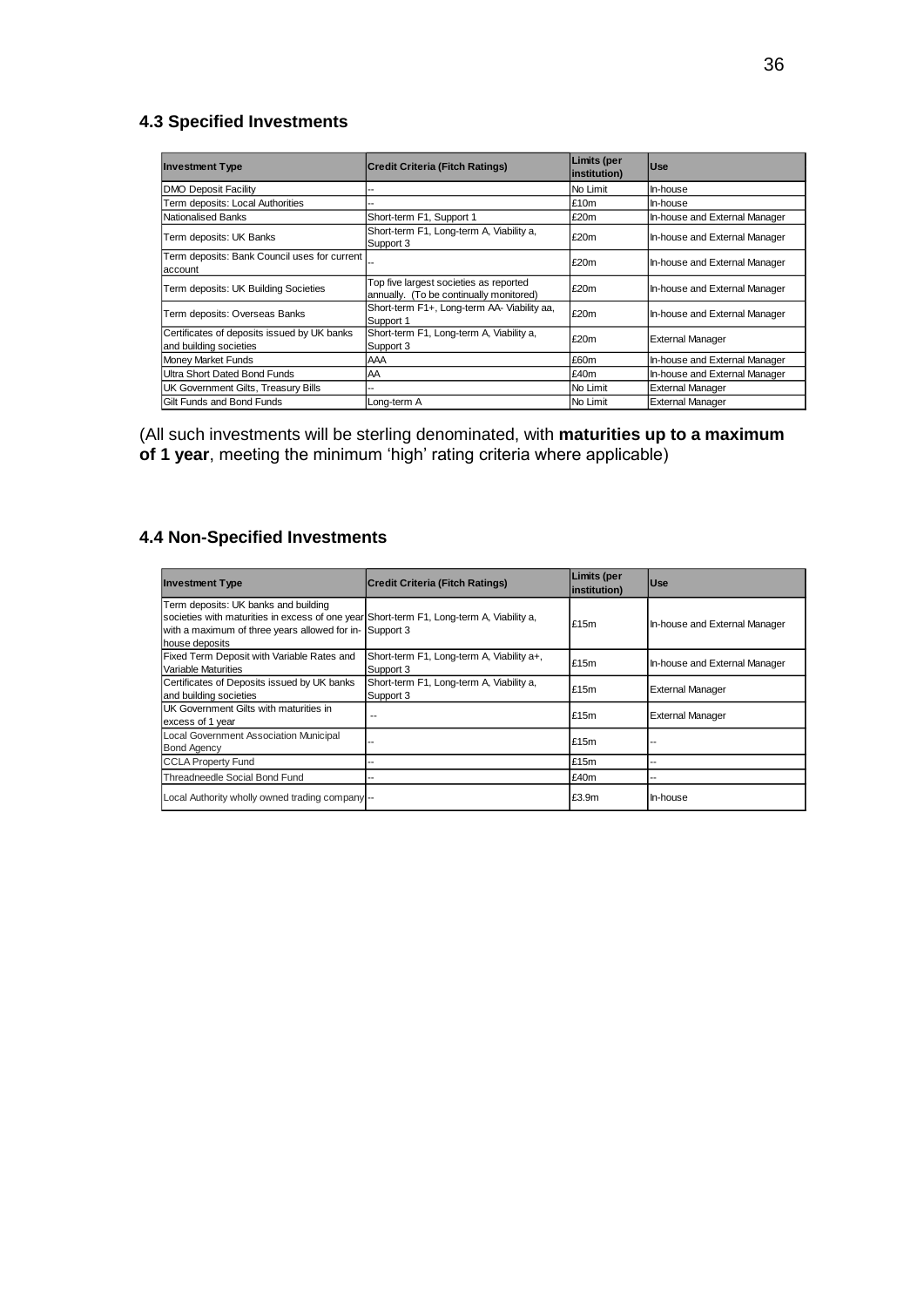### 4.3 Specified Investments

| Investment Type | Credit Criteria (Fitch Ratings) | Limits (per institution) | Use |
| --- | --- | --- | --- |
| DMO Deposit Facility | -- | No Limit | In-house |
| Term deposits: Local Authorities | -- | £10m | In-house |
| Nationalised Banks | Short-term F1, Support 1 | £20m | In-house and External Manager |
| Term deposits: UK Banks | Short-term F1, Long-term A, Viability a, Support 3 | £20m | In-house and External Manager |
| Term deposits: Bank Council uses for current account | -- | £20m | In-house and External Manager |
| Term deposits: UK Building Societies | Top five largest societies as reported annually. (To be continually monitored) | £20m | In-house and External Manager |
| Term deposits: Overseas Banks | Short-term F1+, Long-term AA- Viability aa, Support 1 | £20m | In-house and External Manager |
| Certificates of deposits issued by UK banks and building societies | Short-term F1, Long-term A, Viability a, Support 3 | £20m | External Manager |
| Money Market Funds | AAA | £60m | In-house and External Manager |
| Ultra Short Dated Bond Funds | AA | £40m | In-house and External Manager |
| UK Government Gilts, Treasury Bills | -- | No Limit | External Manager |
| Gilt Funds and Bond Funds | Long-term A | No Limit | External Manager |

(All such investments will be sterling denominated, with **maturities up to a maximum of 1 year**, meeting the minimum 'high' rating criteria where applicable)

### 4.4 Non-Specified Investments

| Investment Type | Credit Criteria (Fitch Ratings) | Limits (per institution) | Use |
| --- | --- | --- | --- |
| Term deposits: UK banks and building societies with maturities in excess of one year with a maximum of three years allowed for in-house deposits | Short-term F1, Long-term A, Viability a, Support 3 | £15m | In-house and External Manager |
| Fixed Term Deposit with Variable Rates and Variable Maturities | Short-term F1, Long-term A, Viability a+, Support 3 | £15m | In-house and External Manager |
| Certificates of Deposits issued by UK banks and building societies | Short-term F1, Long-term A, Viability a, Support 3 | £15m | External Manager |
| UK Government Gilts with maturities in excess of 1 year | -- | £15m | External Manager |
| Local Government Association Municipal Bond Agency | -- | £15m | -- |
| CCLA Property Fund | -- | £15m | -- |
| Threadneedle Social Bond Fund | -- | £40m | -- |
| Local Authority wholly owned trading company | -- | £3.9m | In-house |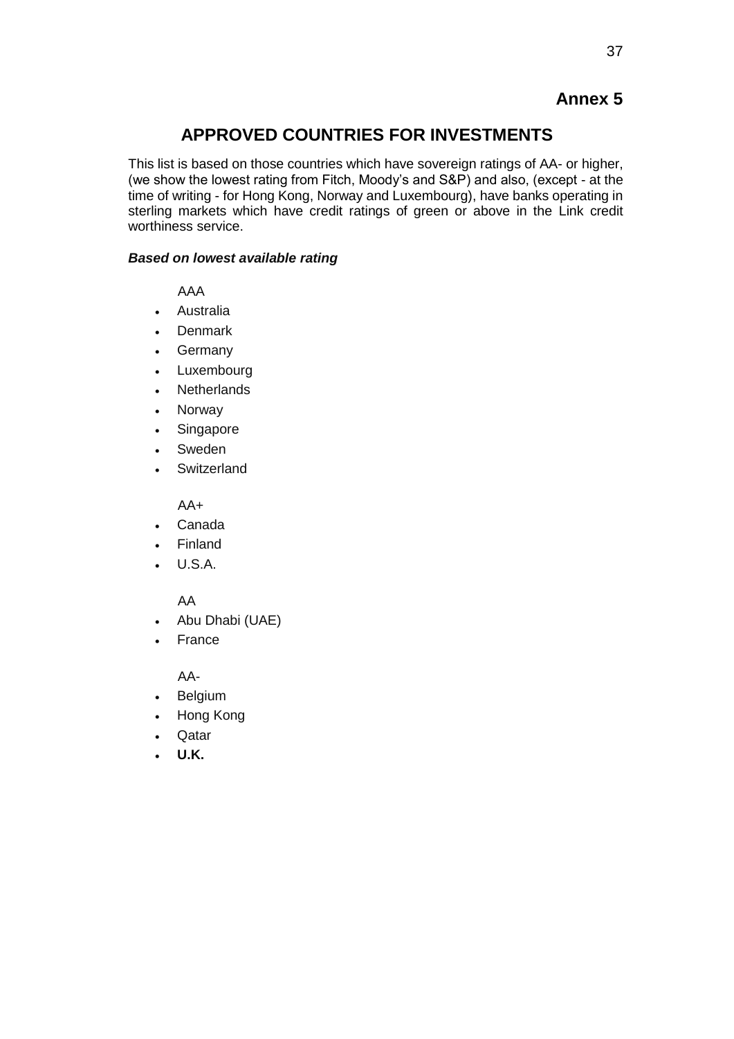## Annex 5

# APPROVED COUNTRIES FOR INVESTMENTS

This list is based on those countries which have sovereign ratings of AA- or higher, (we show the lowest rating from Fitch, Moody's and S&P) and also, (except - at the time of writing - for Hong Kong, Norway and Luxembourg), have banks operating in sterling markets which have credit ratings of green or above in the Link credit worthiness service.

***Based on lowest available rating***

AAA

- Australia
- Denmark
- Germany
- Luxembourg
- Netherlands
- Norway
- Singapore
- Sweden
- Switzerland

AA+

- Canada
- Finland
- U.S.A.

AA

- Abu Dhabi (UAE)
- France

AA-

- Belgium
- Hong Kong
- Qatar
- **U.K.**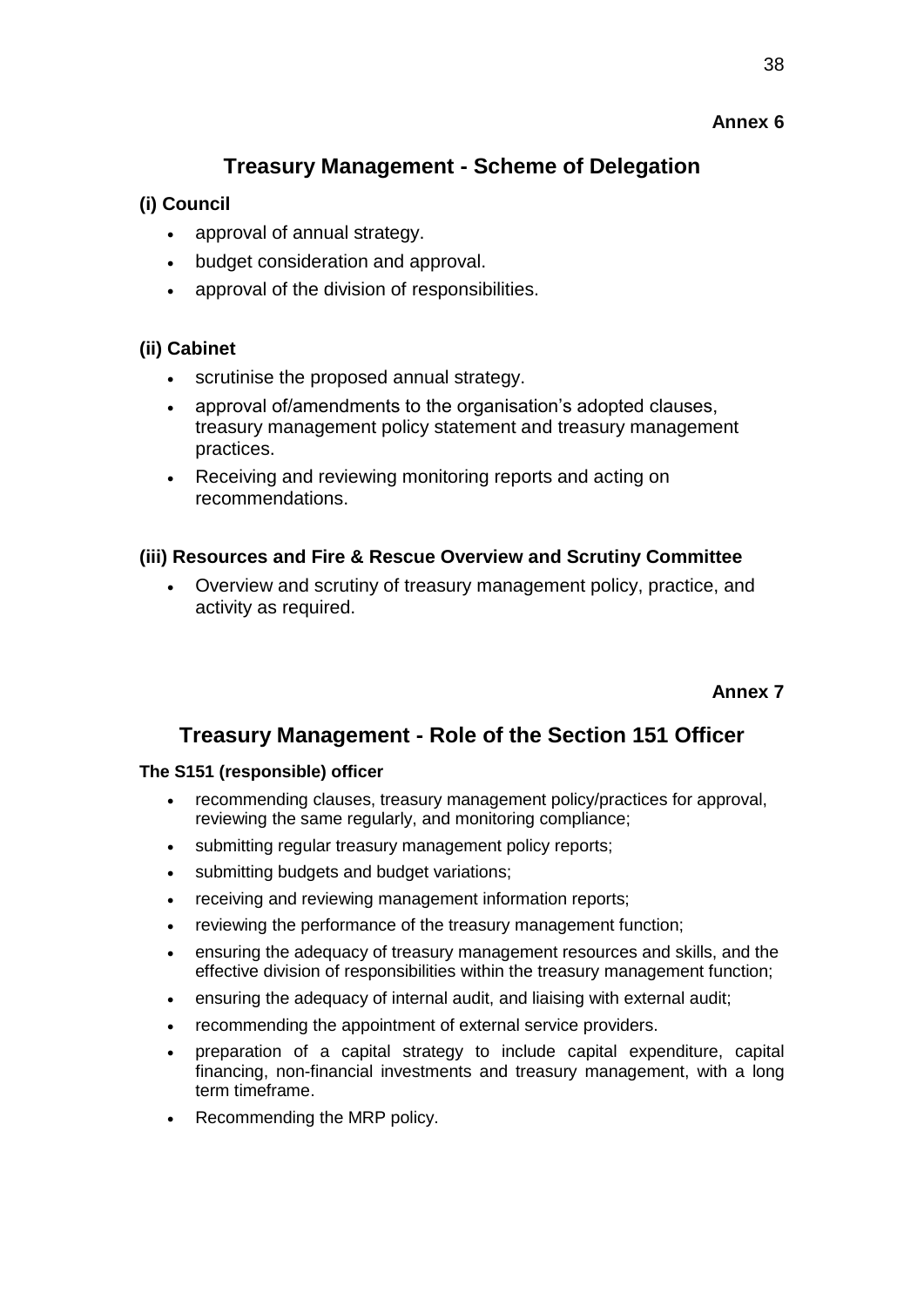**Annex 6**

## Treasury Management - Scheme of Delegation

### (i) Council

- approval of annual strategy.
- budget consideration and approval.
- approval of the division of responsibilities.

### (ii) Cabinet

- scrutinise the proposed annual strategy.
- approval of/amendments to the organisation's adopted clauses, treasury management policy statement and treasury management practices.
- Receiving and reviewing monitoring reports and acting on recommendations.

### (iii) Resources and Fire & Rescue Overview and Scrutiny Committee

- Overview and scrutiny of treasury management policy, practice, and activity as required.

**Annex 7**

## Treasury Management - Role of the Section 151 Officer

**The S151 (responsible) officer**

- recommending clauses, treasury management policy/practices for approval, reviewing the same regularly, and monitoring compliance;
- submitting regular treasury management policy reports;
- submitting budgets and budget variations;
- receiving and reviewing management information reports;
- reviewing the performance of the treasury management function;
- ensuring the adequacy of treasury management resources and skills, and the effective division of responsibilities within the treasury management function;
- ensuring the adequacy of internal audit, and liaising with external audit;
- recommending the appointment of external service providers.
- preparation of a capital strategy to include capital expenditure, capital financing, non-financial investments and treasury management, with a long term timeframe.
- Recommending the MRP policy.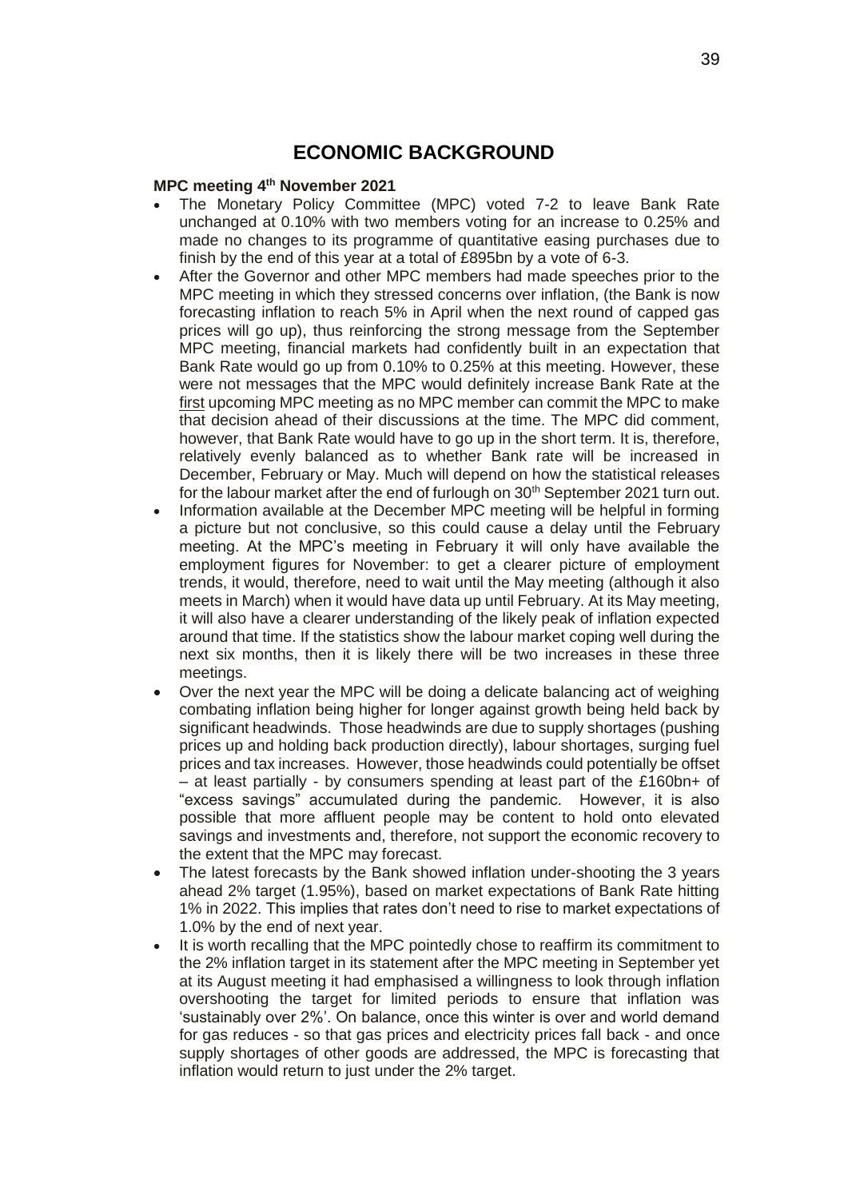# ECONOMIC BACKGROUND

**MPC meeting 4th November 2021**

- The Monetary Policy Committee (MPC) voted 7-2 to leave Bank Rate unchanged at 0.10% with two members voting for an increase to 0.25% and made no changes to its programme of quantitative easing purchases due to finish by the end of this year at a total of £895bn by a vote of 6-3.
- After the Governor and other MPC members had made speeches prior to the MPC meeting in which they stressed concerns over inflation, (the Bank is now forecasting inflation to reach 5% in April when the next round of capped gas prices will go up), thus reinforcing the strong message from the September MPC meeting, financial markets had confidently built in an expectation that Bank Rate would go up from 0.10% to 0.25% at this meeting. However, these were not messages that the MPC would definitely increase Bank Rate at the first upcoming MPC meeting as no MPC member can commit the MPC to make that decision ahead of their discussions at the time. The MPC did comment, however, that Bank Rate would have to go up in the short term. It is, therefore, relatively evenly balanced as to whether Bank rate will be increased in December, February or May. Much will depend on how the statistical releases for the labour market after the end of furlough on 30th September 2021 turn out.
- Information available at the December MPC meeting will be helpful in forming a picture but not conclusive, so this could cause a delay until the February meeting. At the MPC's meeting in February it will only have available the employment figures for November: to get a clearer picture of employment trends, it would, therefore, need to wait until the May meeting (although it also meets in March) when it would have data up until February. At its May meeting, it will also have a clearer understanding of the likely peak of inflation expected around that time. If the statistics show the labour market coping well during the next six months, then it is likely there will be two increases in these three meetings.
- Over the next year the MPC will be doing a delicate balancing act of weighing combating inflation being higher for longer against growth being held back by significant headwinds. Those headwinds are due to supply shortages (pushing prices up and holding back production directly), labour shortages, surging fuel prices and tax increases. However, those headwinds could potentially be offset – at least partially - by consumers spending at least part of the £160bn+ of "excess savings" accumulated during the pandemic. However, it is also possible that more affluent people may be content to hold onto elevated savings and investments and, therefore, not support the economic recovery to the extent that the MPC may forecast.
- The latest forecasts by the Bank showed inflation under-shooting the 3 years ahead 2% target (1.95%), based on market expectations of Bank Rate hitting 1% in 2022. This implies that rates don't need to rise to market expectations of 1.0% by the end of next year.
- It is worth recalling that the MPC pointedly chose to reaffirm its commitment to the 2% inflation target in its statement after the MPC meeting in September yet at its August meeting it had emphasised a willingness to look through inflation overshooting the target for limited periods to ensure that inflation was 'sustainably over 2%'. On balance, once this winter is over and world demand for gas reduces - so that gas prices and electricity prices fall back - and once supply shortages of other goods are addressed, the MPC is forecasting that inflation would return to just under the 2% target.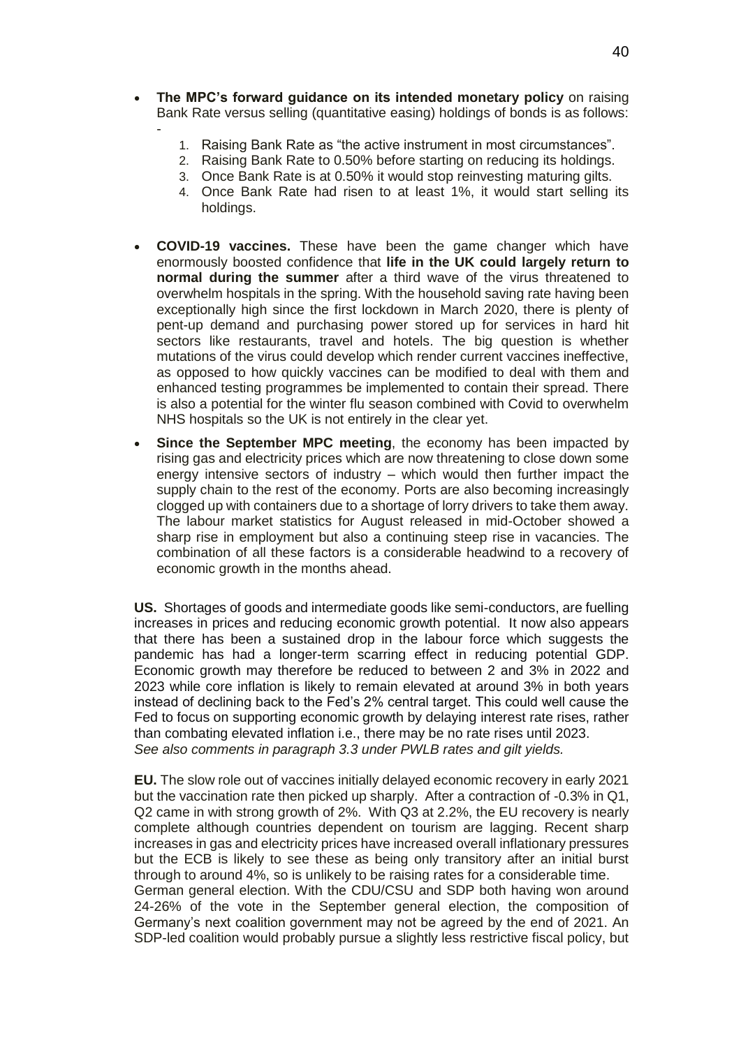- **The MPC's forward guidance on its intended monetary policy** on raising Bank Rate versus selling (quantitative easing) holdings of bonds is as follows: -
    1. Raising Bank Rate as "the active instrument in most circumstances".
    2. Raising Bank Rate to 0.50% before starting on reducing its holdings.
    3. Once Bank Rate is at 0.50% it would stop reinvesting maturing gilts.
    4. Once Bank Rate had risen to at least 1%, it would start selling its holdings.

- **COVID-19 vaccines.** These have been the game changer which have enormously boosted confidence that **life in the UK could largely return to normal during the summer** after a third wave of the virus threatened to overwhelm hospitals in the spring. With the household saving rate having been exceptionally high since the first lockdown in March 2020, there is plenty of pent-up demand and purchasing power stored up for services in hard hit sectors like restaurants, travel and hotels. The big question is whether mutations of the virus could develop which render current vaccines ineffective, as opposed to how quickly vaccines can be modified to deal with them and enhanced testing programmes be implemented to contain their spread. There is also a potential for the winter flu season combined with Covid to overwhelm NHS hospitals so the UK is not entirely in the clear yet.

- **Since the September MPC meeting**, the economy has been impacted by rising gas and electricity prices which are now threatening to close down some energy intensive sectors of industry – which would then further impact the supply chain to the rest of the economy. Ports are also becoming increasingly clogged up with containers due to a shortage of lorry drivers to take them away. The labour market statistics for August released in mid-October showed a sharp rise in employment but also a continuing steep rise in vacancies. The combination of all these factors is a considerable headwind to a recovery of economic growth in the months ahead.

**US.** Shortages of goods and intermediate goods like semi-conductors, are fuelling increases in prices and reducing economic growth potential. It now also appears that there has been a sustained drop in the labour force which suggests the pandemic has had a longer-term scarring effect in reducing potential GDP. Economic growth may therefore be reduced to between 2 and 3% in 2022 and 2023 while core inflation is likely to remain elevated at around 3% in both years instead of declining back to the Fed's 2% central target. This could well cause the Fed to focus on supporting economic growth by delaying interest rate rises, rather than combating elevated inflation i.e., there may be no rate rises until 2023.
*See also comments in paragraph 3.3 under PWLB rates and gilt yields.*

**EU.** The slow role out of vaccines initially delayed economic recovery in early 2021 but the vaccination rate then picked up sharply. After a contraction of -0.3% in Q1, Q2 came in with strong growth of 2%. With Q3 at 2.2%, the EU recovery is nearly complete although countries dependent on tourism are lagging. Recent sharp increases in gas and electricity prices have increased overall inflationary pressures but the ECB is likely to see these as being only transitory after an initial burst through to around 4%, so is unlikely to be raising rates for a considerable time.
German general election. With the CDU/CSU and SDP both having won around 24-26% of the vote in the September general election, the composition of Germany's next coalition government may not be agreed by the end of 2021. An SDP-led coalition would probably pursue a slightly less restrictive fiscal policy, but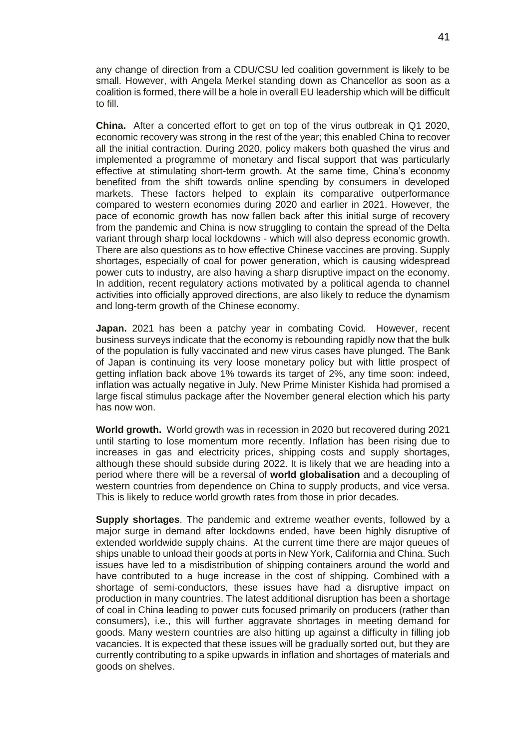any change of direction from a CDU/CSU led coalition government is likely to be small. However, with Angela Merkel standing down as Chancellor as soon as a coalition is formed, there will be a hole in overall EU leadership which will be difficult to fill.

**China.** After a concerted effort to get on top of the virus outbreak in Q1 2020, economic recovery was strong in the rest of the year; this enabled China to recover all the initial contraction. During 2020, policy makers both quashed the virus and implemented a programme of monetary and fiscal support that was particularly effective at stimulating short-term growth. At the same time, China's economy benefited from the shift towards online spending by consumers in developed markets. These factors helped to explain its comparative outperformance compared to western economies during 2020 and earlier in 2021. However, the pace of economic growth has now fallen back after this initial surge of recovery from the pandemic and China is now struggling to contain the spread of the Delta variant through sharp local lockdowns - which will also depress economic growth. There are also questions as to how effective Chinese vaccines are proving. Supply shortages, especially of coal for power generation, which is causing widespread power cuts to industry, are also having a sharp disruptive impact on the economy. In addition, recent regulatory actions motivated by a political agenda to channel activities into officially approved directions, are also likely to reduce the dynamism and long-term growth of the Chinese economy.

**Japan.** 2021 has been a patchy year in combating Covid. However, recent business surveys indicate that the economy is rebounding rapidly now that the bulk of the population is fully vaccinated and new virus cases have plunged. The Bank of Japan is continuing its very loose monetary policy but with little prospect of getting inflation back above 1% towards its target of 2%, any time soon: indeed, inflation was actually negative in July. New Prime Minister Kishida had promised a large fiscal stimulus package after the November general election which his party has now won.

**World growth.** World growth was in recession in 2020 but recovered during 2021 until starting to lose momentum more recently. Inflation has been rising due to increases in gas and electricity prices, shipping costs and supply shortages, although these should subside during 2022. It is likely that we are heading into a period where there will be a reversal of **world globalisation** and a decoupling of western countries from dependence on China to supply products, and vice versa. This is likely to reduce world growth rates from those in prior decades.

**Supply shortages**. The pandemic and extreme weather events, followed by a major surge in demand after lockdowns ended, have been highly disruptive of extended worldwide supply chains. At the current time there are major queues of ships unable to unload their goods at ports in New York, California and China. Such issues have led to a misdistribution of shipping containers around the world and have contributed to a huge increase in the cost of shipping. Combined with a shortage of semi-conductors, these issues have had a disruptive impact on production in many countries. The latest additional disruption has been a shortage of coal in China leading to power cuts focused primarily on producers (rather than consumers), i.e., this will further aggravate shortages in meeting demand for goods. Many western countries are also hitting up against a difficulty in filling job vacancies. It is expected that these issues will be gradually sorted out, but they are currently contributing to a spike upwards in inflation and shortages of materials and goods on shelves.